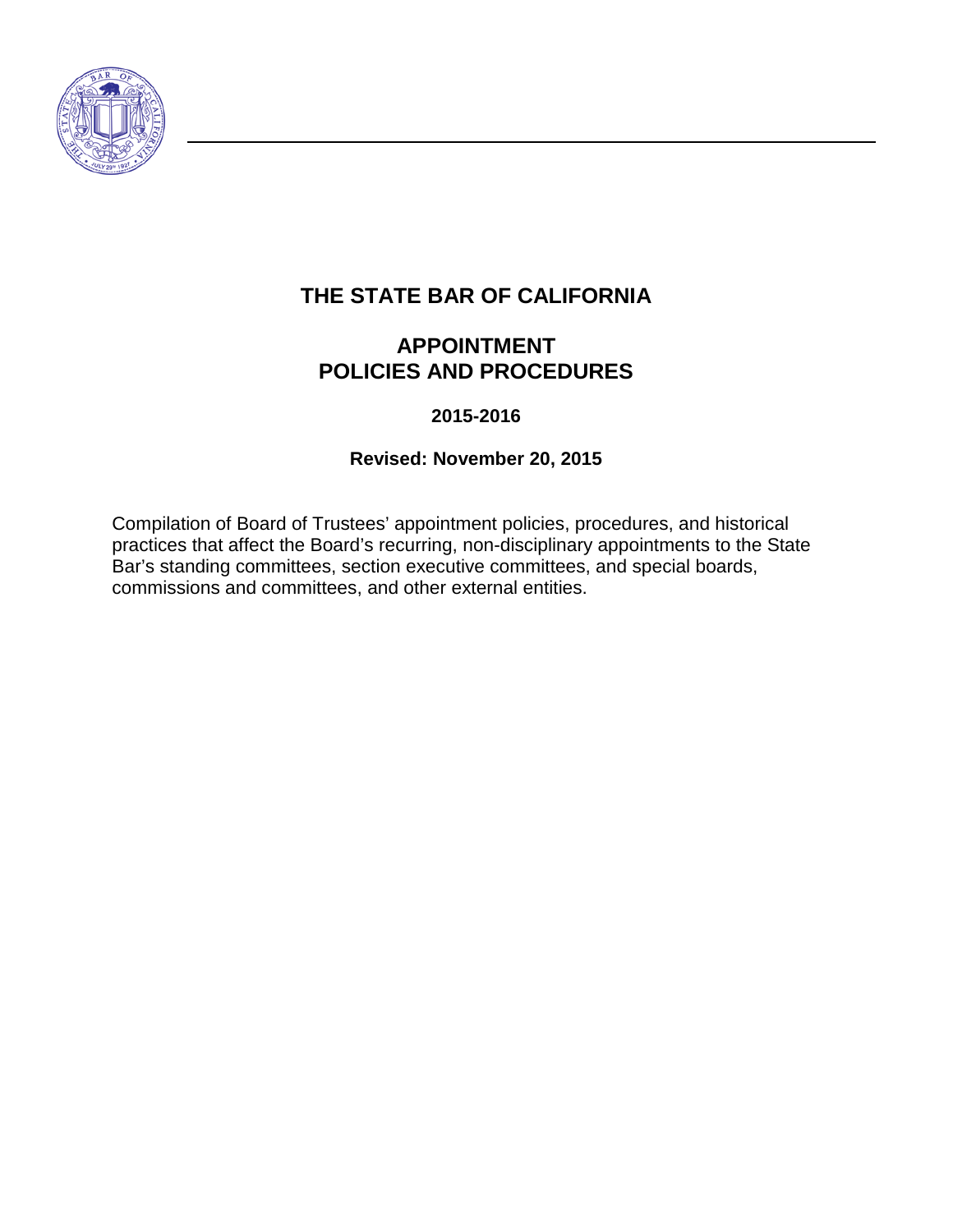# THE STATE BAR OF CALIFORNIA

## APPOINTMENT POLICIES AND PROCEDURES

**2015-2016**

**Revised: November 20, 2015**

Compilation of Board of Trustees' appointment policies, procedures, and historical practices that affect the Board's recurring, non-disciplinary appointments to the State Bar's standing committees, section executive committees, and special boards, commissions and committees, and other external entities.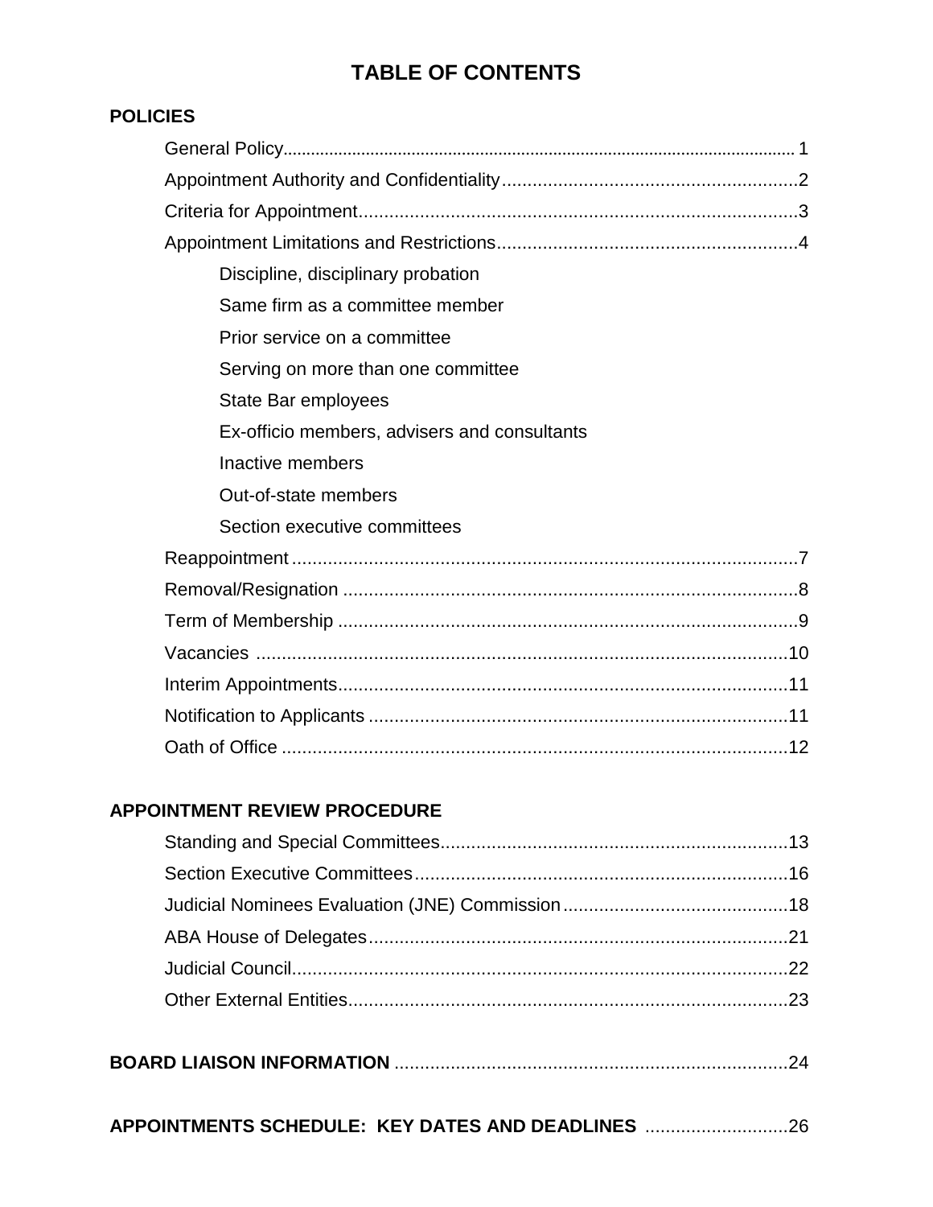# TABLE OF CONTENTS

**POLICIES**

- General Policy .................................................. 1
- Appointment Authority and Confidentiality .................................................. 2
- Criteria for Appointment .................................................. 3
- Appointment Limitations and Restrictions .................................................. 4
  - Discipline, disciplinary probation
  - Same firm as a committee member
  - Prior service on a committee
  - Serving on more than one committee
  - State Bar employees
  - Ex-officio members, advisers and consultants
  - Inactive members
  - Out-of-state members
  - Section executive committees
- Reappointment .................................................. 7
- Removal/Resignation .................................................. 8
- Term of Membership .................................................. 9
- Vacancies .................................................. 10
- Interim Appointments .................................................. 11
- Notification to Applicants .................................................. 11
- Oath of Office .................................................. 12

**APPOINTMENT REVIEW PROCEDURE**

- Standing and Special Committees .................................................. 13
- Section Executive Committees .................................................. 16
- Judicial Nominees Evaluation (JNE) Commission .................................................. 18
- ABA House of Delegates .................................................. 21
- Judicial Council .................................................. 22
- Other External Entities .................................................. 23

**BOARD LIAISON INFORMATION** .................................................. 24

**APPOINTMENTS SCHEDULE: KEY DATES AND DEADLINES** .................................................. 26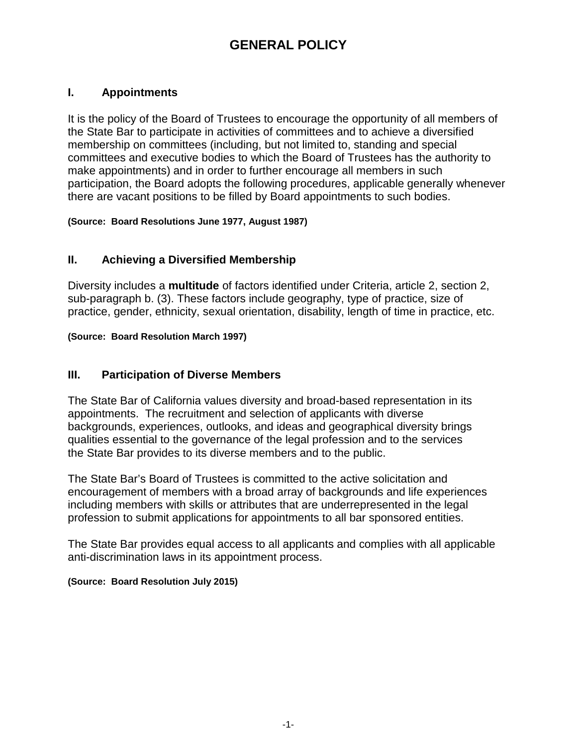# GENERAL POLICY

## I. Appointments

It is the policy of the Board of Trustees to encourage the opportunity of all members of the State Bar to participate in activities of committees and to achieve a diversified membership on committees (including, but not limited to, standing and special committees and executive bodies to which the Board of Trustees has the authority to make appointments) and in order to further encourage all members in such participation, the Board adopts the following procedures, applicable generally whenever there are vacant positions to be filled by Board appointments to such bodies.

**(Source: Board Resolutions June 1977, August 1987)**

## II. Achieving a Diversified Membership

Diversity includes a **multitude** of factors identified under Criteria, article 2, section 2, sub-paragraph b. (3). These factors include geography, type of practice, size of practice, gender, ethnicity, sexual orientation, disability, length of time in practice, etc.

**(Source: Board Resolution March 1997)**

## III. Participation of Diverse Members

The State Bar of California values diversity and broad-based representation in its appointments. The recruitment and selection of applicants with diverse backgrounds, experiences, outlooks, and ideas and geographical diversity brings qualities essential to the governance of the legal profession and to the services the State Bar provides to its diverse members and to the public.

The State Bar's Board of Trustees is committed to the active solicitation and encouragement of members with a broad array of backgrounds and life experiences including members with skills or attributes that are underrepresented in the legal profession to submit applications for appointments to all bar sponsored entities.

The State Bar provides equal access to all applicants and complies with all applicable anti-discrimination laws in its appointment process.

**(Source: Board Resolution July 2015)**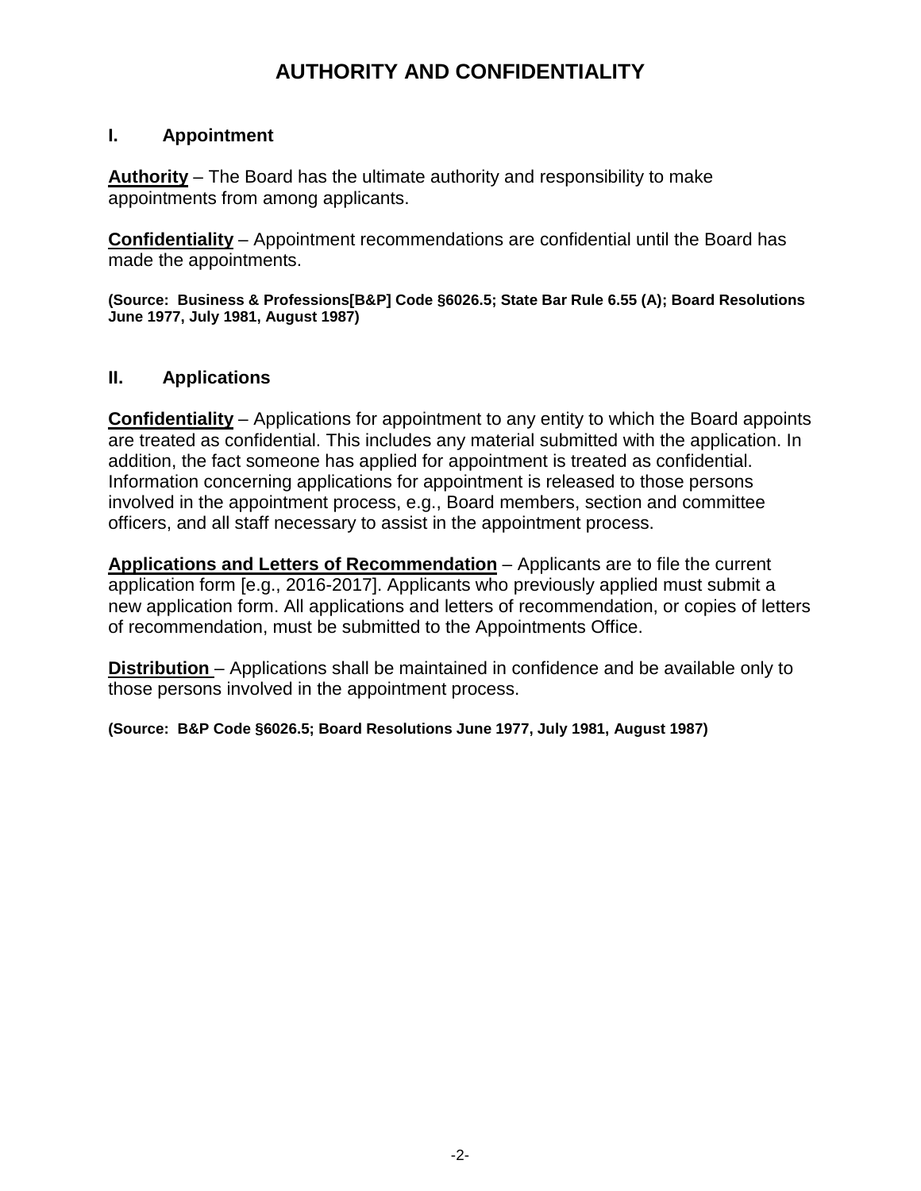# AUTHORITY AND CONFIDENTIALITY

## I. Appointment

**Authority** – The Board has the ultimate authority and responsibility to make appointments from among applicants.

**Confidentiality** – Appointment recommendations are confidential until the Board has made the appointments.

**(Source: Business & Professions[B&P] Code §6026.5; State Bar Rule 6.55 (A); Board Resolutions June 1977, July 1981, August 1987)**

## II. Applications

**Confidentiality** – Applications for appointment to any entity to which the Board appoints are treated as confidential. This includes any material submitted with the application. In addition, the fact someone has applied for appointment is treated as confidential. Information concerning applications for appointment is released to those persons involved in the appointment process, e.g., Board members, section and committee officers, and all staff necessary to assist in the appointment process.

**Applications and Letters of Recommendation** – Applicants are to file the current application form [e.g., 2016-2017]. Applicants who previously applied must submit a new application form. All applications and letters of recommendation, or copies of letters of recommendation, must be submitted to the Appointments Office.

**Distribution** – Applications shall be maintained in confidence and be available only to those persons involved in the appointment process.

**(Source: B&P Code §6026.5; Board Resolutions June 1977, July 1981, August 1987)**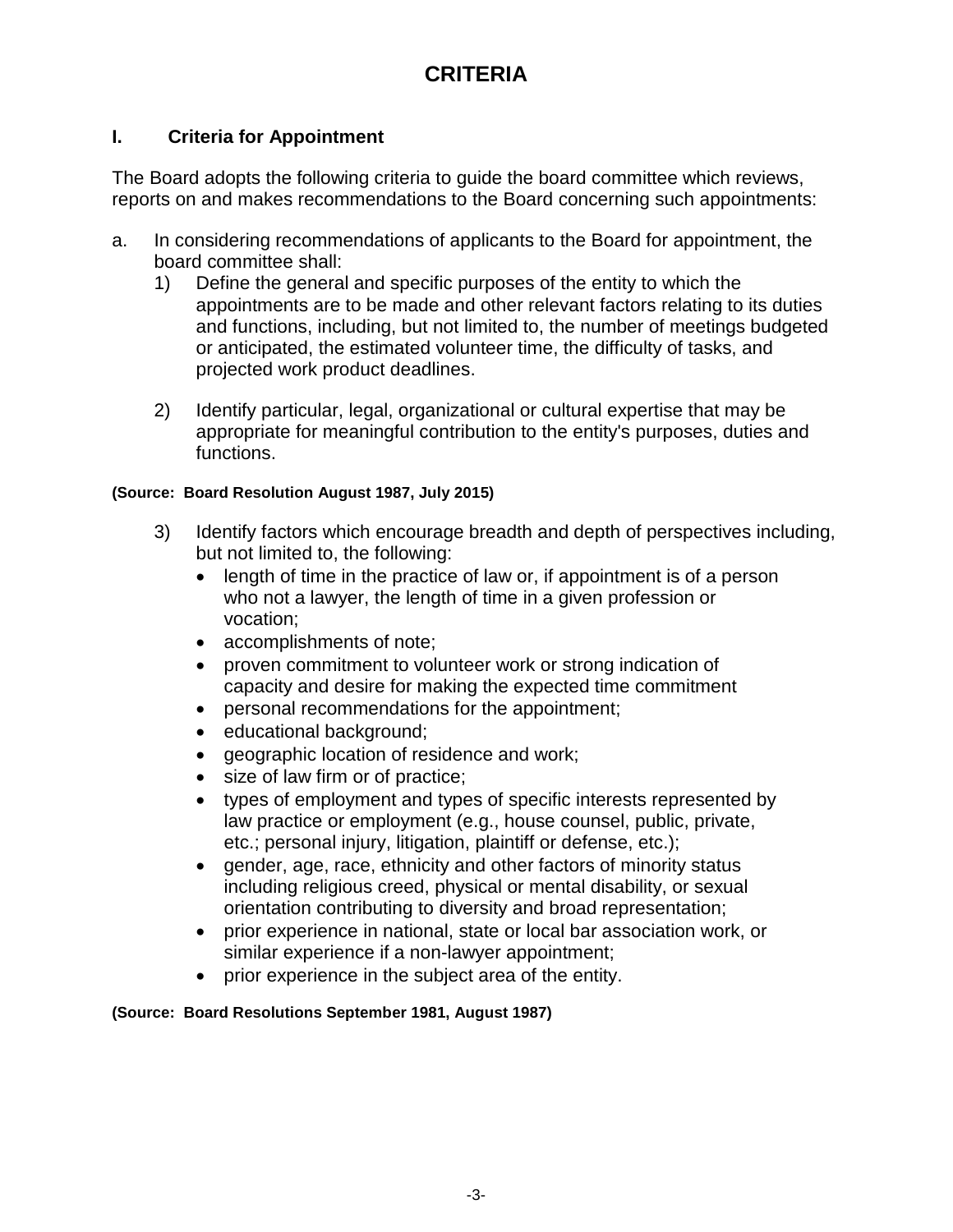# CRITERIA

## I. Criteria for Appointment

The Board adopts the following criteria to guide the board committee which reviews, reports on and makes recommendations to the Board concerning such appointments:

a. In considering recommendations of applicants to the Board for appointment, the board committee shall:

1) Define the general and specific purposes of the entity to which the appointments are to be made and other relevant factors relating to its duties and functions, including, but not limited to, the number of meetings budgeted or anticipated, the estimated volunteer time, the difficulty of tasks, and projected work product deadlines.

2) Identify particular, legal, organizational or cultural expertise that may be appropriate for meaningful contribution to the entity's purposes, duties and functions.

**(Source: Board Resolution August 1987, July 2015)**

3) Identify factors which encourage breadth and depth of perspectives including, but not limited to, the following:
   - length of time in the practice of law or, if appointment is of a person who not a lawyer, the length of time in a given profession or vocation;
   - accomplishments of note;
   - proven commitment to volunteer work or strong indication of capacity and desire for making the expected time commitment
   - personal recommendations for the appointment;
   - educational background;
   - geographic location of residence and work;
   - size of law firm or of practice;
   - types of employment and types of specific interests represented by law practice or employment (e.g., house counsel, public, private, etc.; personal injury, litigation, plaintiff or defense, etc.);
   - gender, age, race, ethnicity and other factors of minority status including religious creed, physical or mental disability, or sexual orientation contributing to diversity and broad representation;
   - prior experience in national, state or local bar association work, or similar experience if a non-lawyer appointment;
   - prior experience in the subject area of the entity.

**(Source: Board Resolutions September 1981, August 1987)**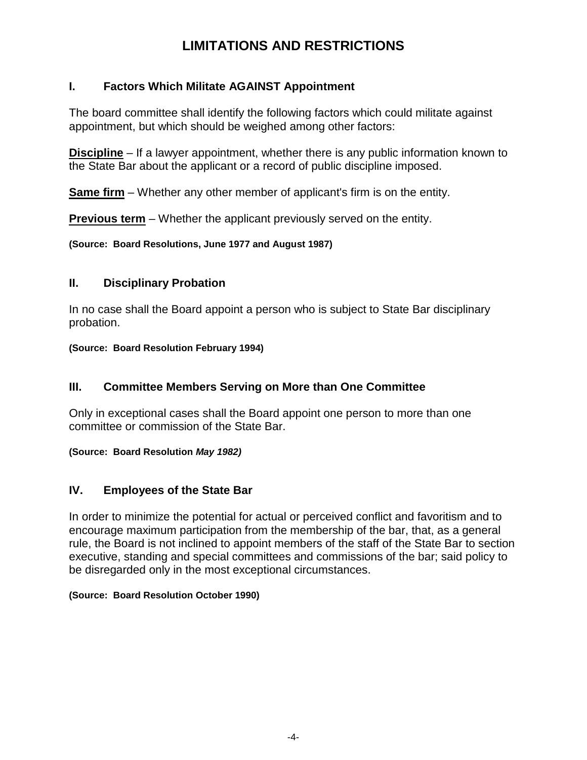# LIMITATIONS AND RESTRICTIONS

## I. Factors Which Militate AGAINST Appointment

The board committee shall identify the following factors which could militate against appointment, but which should be weighed among other factors:

**Discipline** – If a lawyer appointment, whether there is any public information known to the State Bar about the applicant or a record of public discipline imposed.

**Same firm** – Whether any other member of applicant's firm is on the entity.

**Previous term** – Whether the applicant previously served on the entity.

**(Source: Board Resolutions, June 1977 and August 1987)**

## II. Disciplinary Probation

In no case shall the Board appoint a person who is subject to State Bar disciplinary probation.

**(Source: Board Resolution February 1994)**

## III. Committee Members Serving on More than One Committee

Only in exceptional cases shall the Board appoint one person to more than one committee or commission of the State Bar.

**(Source: Board Resolution *May 1982)***

## IV. Employees of the State Bar

In order to minimize the potential for actual or perceived conflict and favoritism and to encourage maximum participation from the membership of the bar, that, as a general rule, the Board is not inclined to appoint members of the staff of the State Bar to section executive, standing and special committees and commissions of the bar; said policy to be disregarded only in the most exceptional circumstances.

**(Source: Board Resolution October 1990)**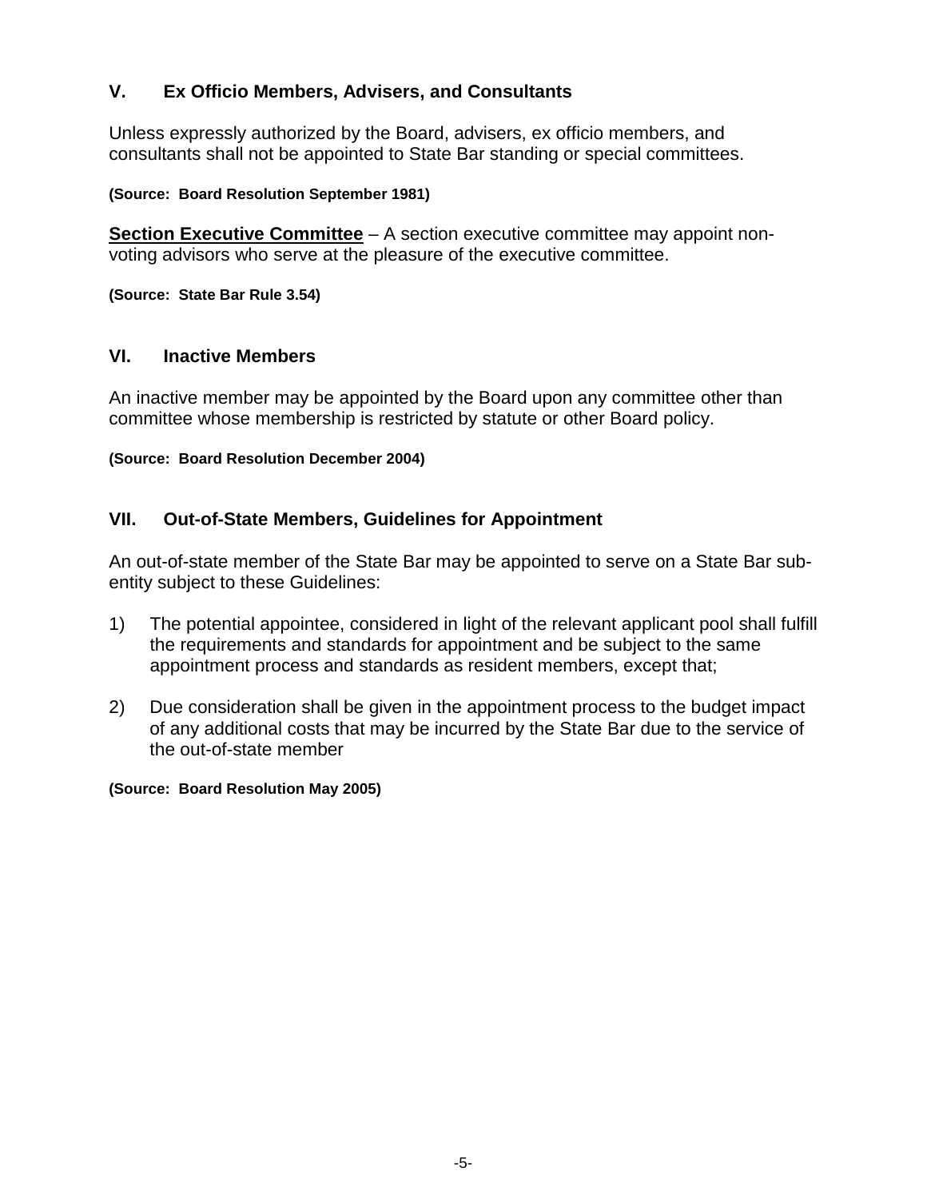## V. Ex Officio Members, Advisers, and Consultants

Unless expressly authorized by the Board, advisers, ex officio members, and consultants shall not be appointed to State Bar standing or special committees.

**(Source: Board Resolution September 1981)**

**Section Executive Committee** – A section executive committee may appoint non-voting advisors who serve at the pleasure of the executive committee.

**(Source: State Bar Rule 3.54)**

## VI. Inactive Members

An inactive member may be appointed by the Board upon any committee other than committee whose membership is restricted by statute or other Board policy.

**(Source: Board Resolution December 2004)**

## VII. Out-of-State Members, Guidelines for Appointment

An out-of-state member of the State Bar may be appointed to serve on a State Bar sub-entity subject to these Guidelines:

1) The potential appointee, considered in light of the relevant applicant pool shall fulfill the requirements and standards for appointment and be subject to the same appointment process and standards as resident members, except that;

2) Due consideration shall be given in the appointment process to the budget impact of any additional costs that may be incurred by the State Bar due to the service of the out-of-state member

**(Source: Board Resolution May 2005)**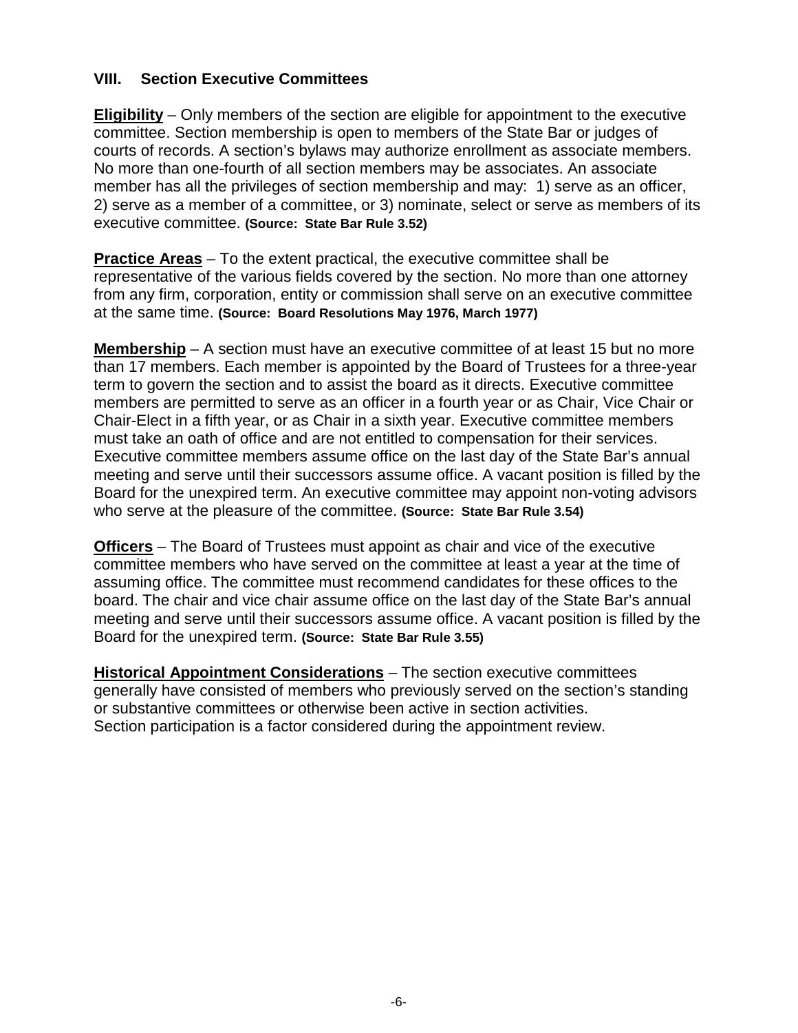## VIII. Section Executive Committees

**Eligibility** – Only members of the section are eligible for appointment to the executive committee. Section membership is open to members of the State Bar or judges of courts of records. A section's bylaws may authorize enrollment as associate members. No more than one-fourth of all section members may be associates. An associate member has all the privileges of section membership and may: 1) serve as an officer, 2) serve as a member of a committee, or 3) nominate, select or serve as members of its executive committee. **(Source: State Bar Rule 3.52)**

**Practice Areas** – To the extent practical, the executive committee shall be representative of the various fields covered by the section. No more than one attorney from any firm, corporation, entity or commission shall serve on an executive committee at the same time. **(Source: Board Resolutions May 1976, March 1977)**

**Membership** – A section must have an executive committee of at least 15 but no more than 17 members. Each member is appointed by the Board of Trustees for a three-year term to govern the section and to assist the board as it directs. Executive committee members are permitted to serve as an officer in a fourth year or as Chair, Vice Chair or Chair-Elect in a fifth year, or as Chair in a sixth year. Executive committee members must take an oath of office and are not entitled to compensation for their services. Executive committee members assume office on the last day of the State Bar's annual meeting and serve until their successors assume office. A vacant position is filled by the Board for the unexpired term. An executive committee may appoint non-voting advisors who serve at the pleasure of the committee. **(Source: State Bar Rule 3.54)**

**Officers** – The Board of Trustees must appoint as chair and vice of the executive committee members who have served on the committee at least a year at the time of assuming office. The committee must recommend candidates for these offices to the board. The chair and vice chair assume office on the last day of the State Bar's annual meeting and serve until their successors assume office. A vacant position is filled by the Board for the unexpired term. **(Source: State Bar Rule 3.55)**

**Historical Appointment Considerations** – The section executive committees generally have consisted of members who previously served on the section's standing or substantive committees or otherwise been active in section activities.
Section participation is a factor considered during the appointment review.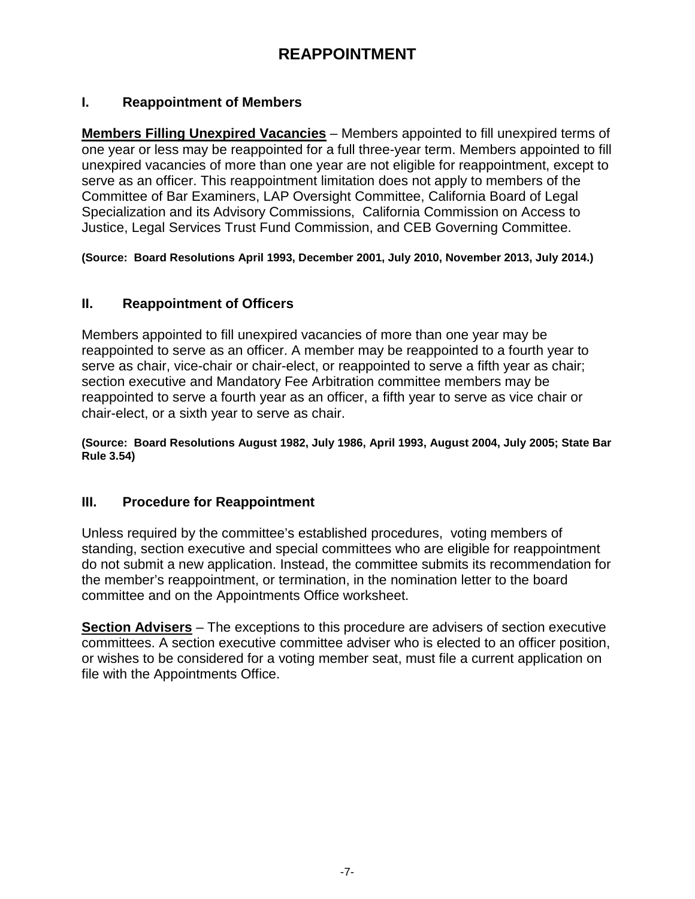# REAPPOINTMENT

## I. Reappointment of Members

**Members Filling Unexpired Vacancies** – Members appointed to fill unexpired terms of one year or less may be reappointed for a full three-year term. Members appointed to fill unexpired vacancies of more than one year are not eligible for reappointment, except to serve as an officer. This reappointment limitation does not apply to members of the Committee of Bar Examiners, LAP Oversight Committee, California Board of Legal Specialization and its Advisory Commissions, California Commission on Access to Justice, Legal Services Trust Fund Commission, and CEB Governing Committee.

**(Source: Board Resolutions April 1993, December 2001, July 2010, November 2013, July 2014.)**

## II. Reappointment of Officers

Members appointed to fill unexpired vacancies of more than one year may be reappointed to serve as an officer. A member may be reappointed to a fourth year to serve as chair, vice-chair or chair-elect, or reappointed to serve a fifth year as chair; section executive and Mandatory Fee Arbitration committee members may be reappointed to serve a fourth year as an officer, a fifth year to serve as vice chair or chair-elect, or a sixth year to serve as chair.

**(Source: Board Resolutions August 1982, July 1986, April 1993, August 2004, July 2005; State Bar Rule 3.54)**

## III. Procedure for Reappointment

Unless required by the committee's established procedures, voting members of standing, section executive and special committees who are eligible for reappointment do not submit a new application. Instead, the committee submits its recommendation for the member's reappointment, or termination, in the nomination letter to the board committee and on the Appointments Office worksheet.

**Section Advisers** – The exceptions to this procedure are advisers of section executive committees. A section executive committee adviser who is elected to an officer position, or wishes to be considered for a voting member seat, must file a current application on file with the Appointments Office.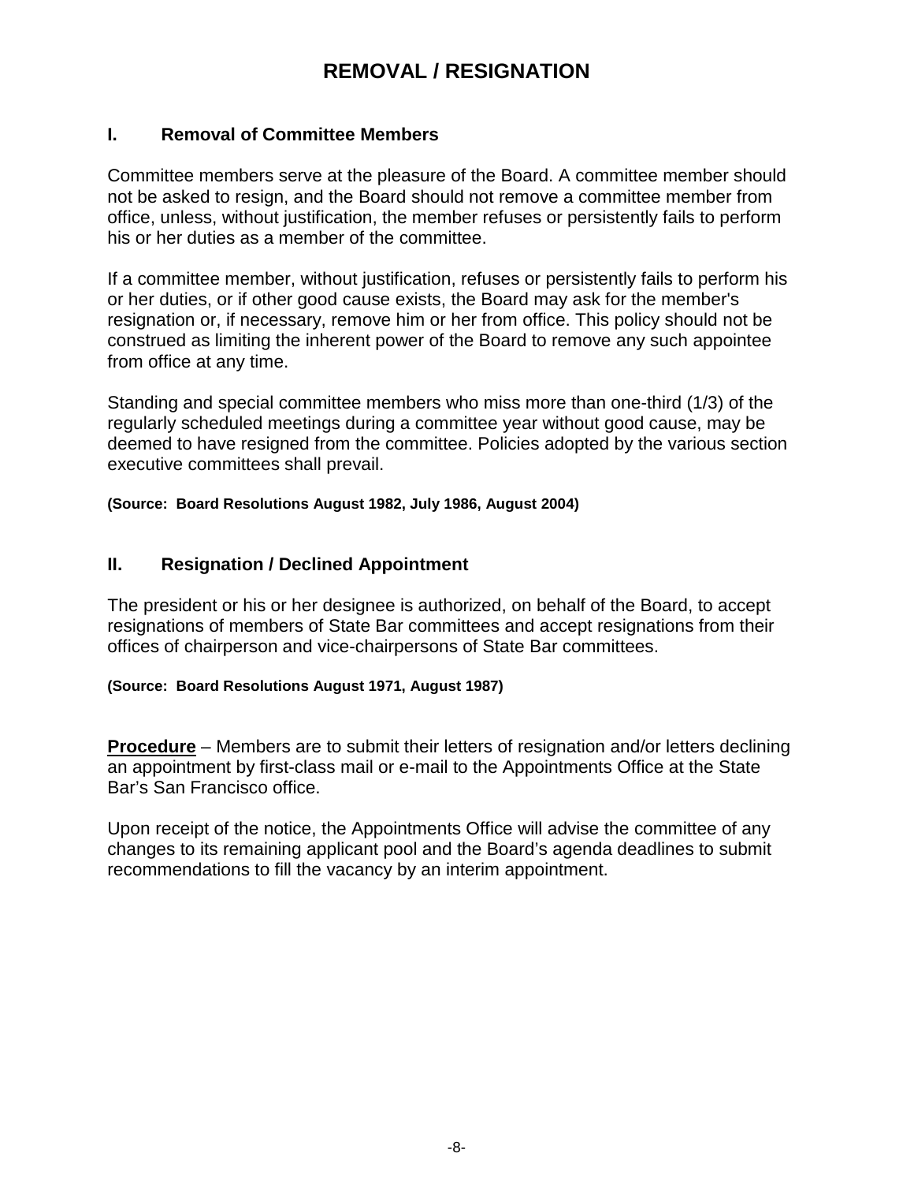# REMOVAL / RESIGNATION

## I. Removal of Committee Members

Committee members serve at the pleasure of the Board. A committee member should not be asked to resign, and the Board should not remove a committee member from office, unless, without justification, the member refuses or persistently fails to perform his or her duties as a member of the committee.

If a committee member, without justification, refuses or persistently fails to perform his or her duties, or if other good cause exists, the Board may ask for the member's resignation or, if necessary, remove him or her from office. This policy should not be construed as limiting the inherent power of the Board to remove any such appointee from office at any time.

Standing and special committee members who miss more than one-third (1/3) of the regularly scheduled meetings during a committee year without good cause, may be deemed to have resigned from the committee. Policies adopted by the various section executive committees shall prevail.

**(Source: Board Resolutions August 1982, July 1986, August 2004)**

## II. Resignation / Declined Appointment

The president or his or her designee is authorized, on behalf of the Board, to accept resignations of members of State Bar committees and accept resignations from their offices of chairperson and vice-chairpersons of State Bar committees.

**(Source: Board Resolutions August 1971, August 1987)**

**Procedure** – Members are to submit their letters of resignation and/or letters declining an appointment by first-class mail or e-mail to the Appointments Office at the State Bar's San Francisco office.

Upon receipt of the notice, the Appointments Office will advise the committee of any changes to its remaining applicant pool and the Board's agenda deadlines to submit recommendations to fill the vacancy by an interim appointment.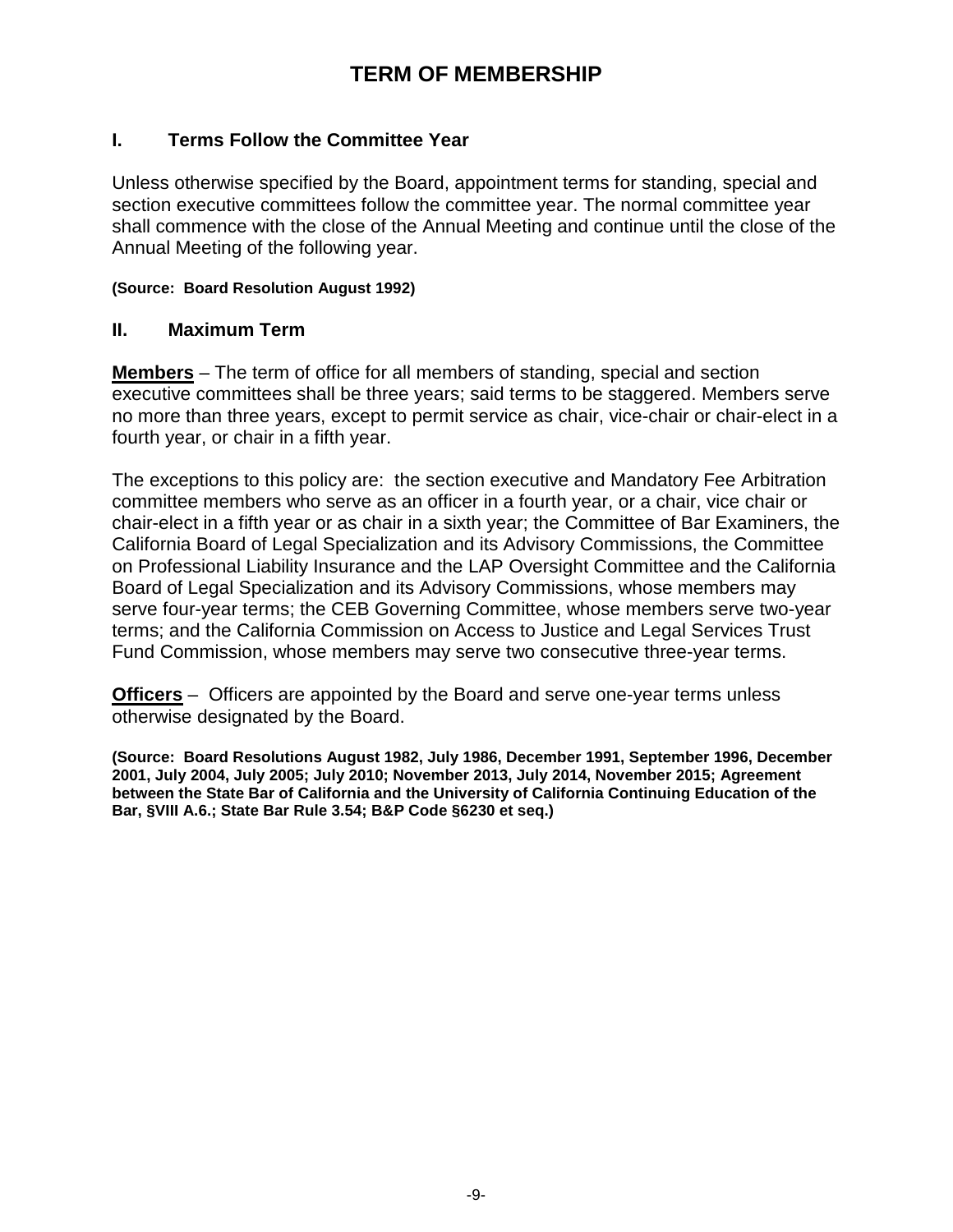# TERM OF MEMBERSHIP

## I. Terms Follow the Committee Year

Unless otherwise specified by the Board, appointment terms for standing, special and section executive committees follow the committee year. The normal committee year shall commence with the close of the Annual Meeting and continue until the close of the Annual Meeting of the following year.

**(Source: Board Resolution August 1992)**

## II. Maximum Term

**Members** – The term of office for all members of standing, special and section executive committees shall be three years; said terms to be staggered. Members serve no more than three years, except to permit service as chair, vice-chair or chair-elect in a fourth year, or chair in a fifth year.

The exceptions to this policy are: the section executive and Mandatory Fee Arbitration committee members who serve as an officer in a fourth year, or a chair, vice chair or chair-elect in a fifth year or as chair in a sixth year; the Committee of Bar Examiners, the California Board of Legal Specialization and its Advisory Commissions, the Committee on Professional Liability Insurance and the LAP Oversight Committee and the California Board of Legal Specialization and its Advisory Commissions, whose members may serve four-year terms; the CEB Governing Committee, whose members serve two-year terms; and the California Commission on Access to Justice and Legal Services Trust Fund Commission, whose members may serve two consecutive three-year terms.

**Officers** – Officers are appointed by the Board and serve one-year terms unless otherwise designated by the Board.

**(Source: Board Resolutions August 1982, July 1986, December 1991, September 1996, December 2001, July 2004, July 2005; July 2010; November 2013, July 2014, November 2015; Agreement between the State Bar of California and the University of California Continuing Education of the Bar, §VIII A.6.; State Bar Rule 3.54; B&P Code §6230 et seq.)**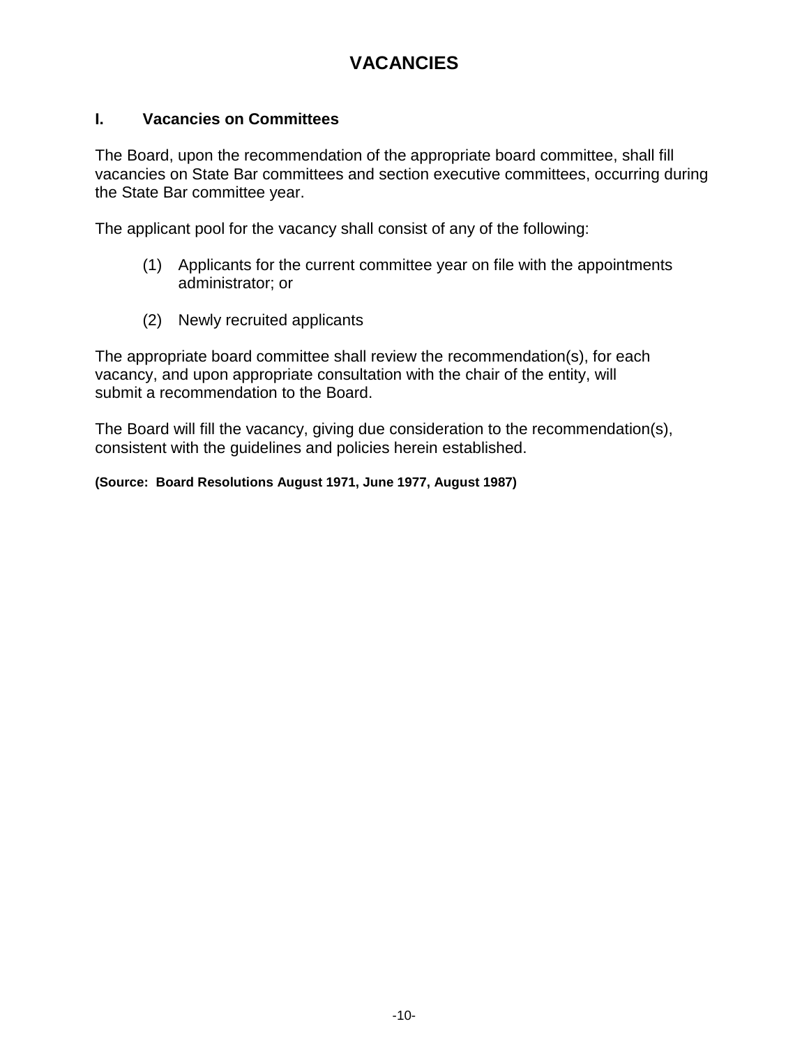# VACANCIES

## I. Vacancies on Committees

The Board, upon the recommendation of the appropriate board committee, shall fill vacancies on State Bar committees and section executive committees, occurring during the State Bar committee year.

The applicant pool for the vacancy shall consist of any of the following:

(1) Applicants for the current committee year on file with the appointments administrator; or

(2) Newly recruited applicants

The appropriate board committee shall review the recommendation(s), for each vacancy, and upon appropriate consultation with the chair of the entity, will submit a recommendation to the Board.

The Board will fill the vacancy, giving due consideration to the recommendation(s), consistent with the guidelines and policies herein established.

**(Source: Board Resolutions August 1971, June 1977, August 1987)**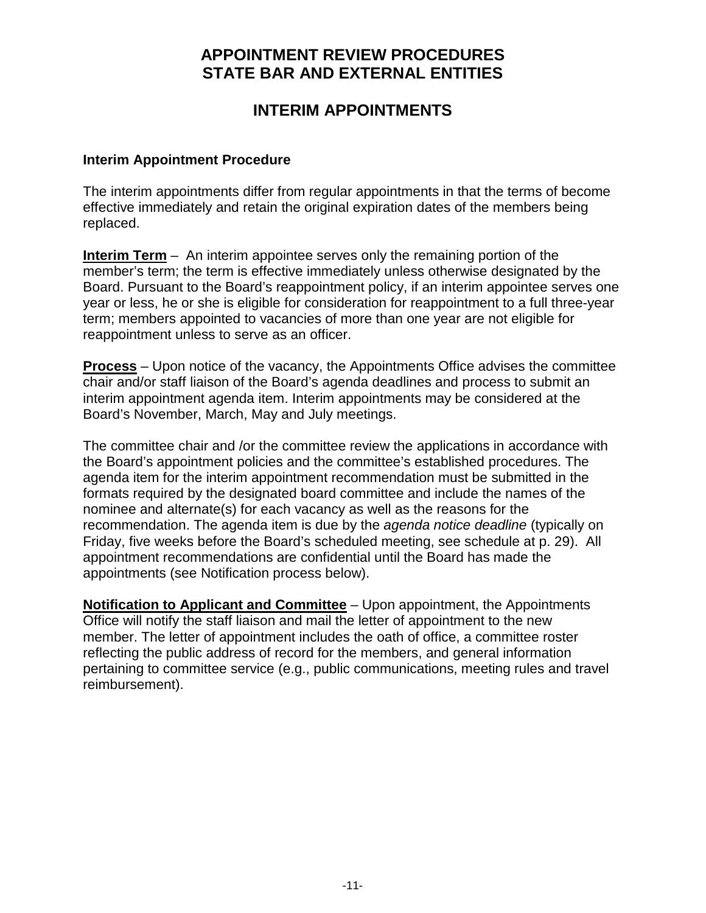# APPOINTMENT REVIEW PROCEDURES
# STATE BAR AND EXTERNAL ENTITIES

## INTERIM APPOINTMENTS

### Interim Appointment Procedure

The interim appointments differ from regular appointments in that the terms of become effective immediately and retain the original expiration dates of the members being replaced.

**Interim Term** – An interim appointee serves only the remaining portion of the member's term; the term is effective immediately unless otherwise designated by the Board. Pursuant to the Board's reappointment policy, if an interim appointee serves one year or less, he or she is eligible for consideration for reappointment to a full three-year term; members appointed to vacancies of more than one year are not eligible for reappointment unless to serve as an officer.

**Process** – Upon notice of the vacancy, the Appointments Office advises the committee chair and/or staff liaison of the Board's agenda deadlines and process to submit an interim appointment agenda item. Interim appointments may be considered at the Board's November, March, May and July meetings.

The committee chair and /or the committee review the applications in accordance with the Board's appointment policies and the committee's established procedures. The agenda item for the interim appointment recommendation must be submitted in the formats required by the designated board committee and include the names of the nominee and alternate(s) for each vacancy as well as the reasons for the recommendation. The agenda item is due by the *agenda notice deadline* (typically on Friday, five weeks before the Board's scheduled meeting, see schedule at p. 29). All appointment recommendations are confidential until the Board has made the appointments (see Notification process below).

**Notification to Applicant and Committee** – Upon appointment, the Appointments Office will notify the staff liaison and mail the letter of appointment to the new member. The letter of appointment includes the oath of office, a committee roster reflecting the public address of record for the members, and general information pertaining to committee service (e.g., public communications, meeting rules and travel reimbursement).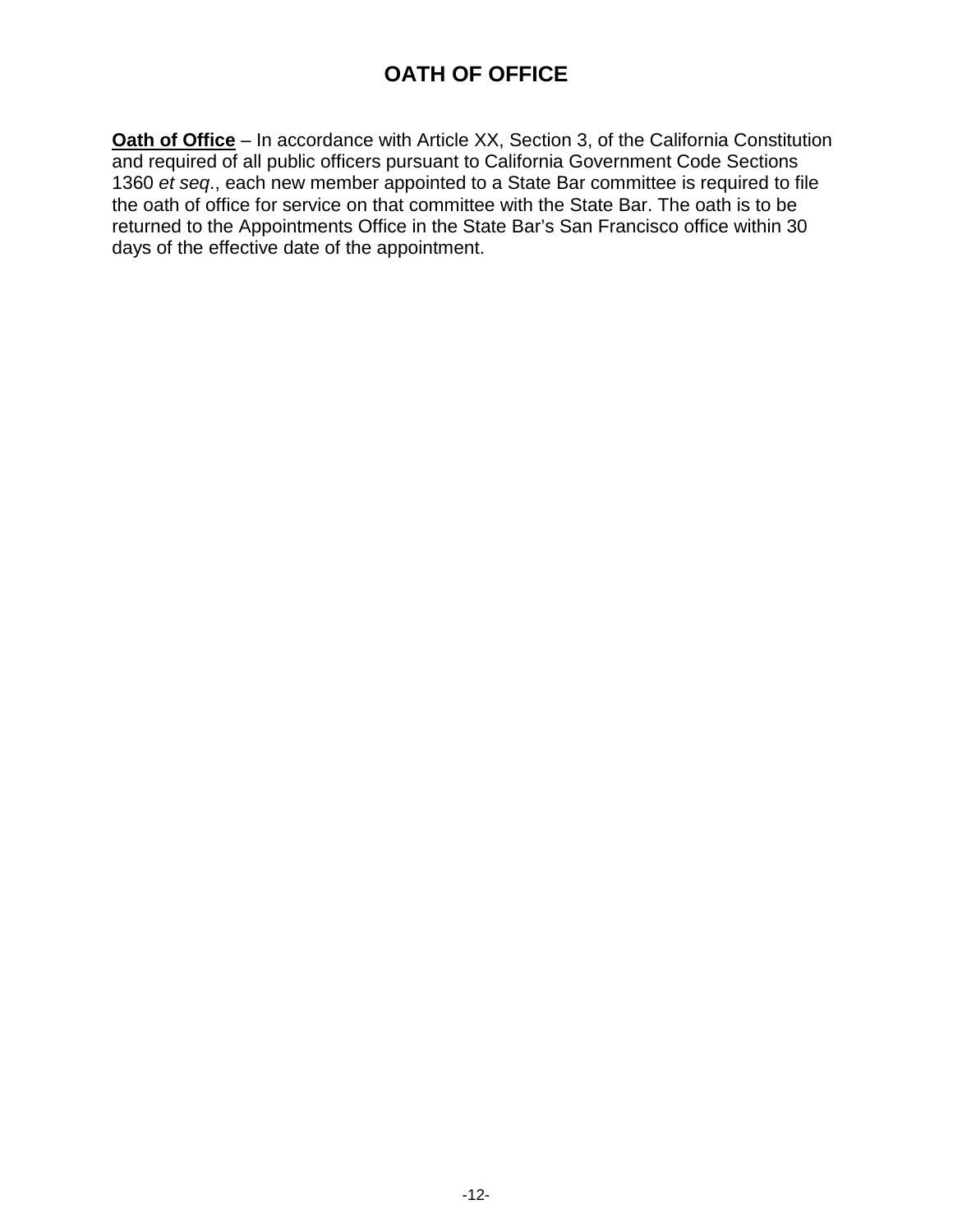# OATH OF OFFICE

**Oath of Office** – In accordance with Article XX, Section 3, of the California Constitution and required of all public officers pursuant to California Government Code Sections 1360 *et seq*., each new member appointed to a State Bar committee is required to file the oath of office for service on that committee with the State Bar. The oath is to be returned to the Appointments Office in the State Bar's San Francisco office within 30 days of the effective date of the appointment.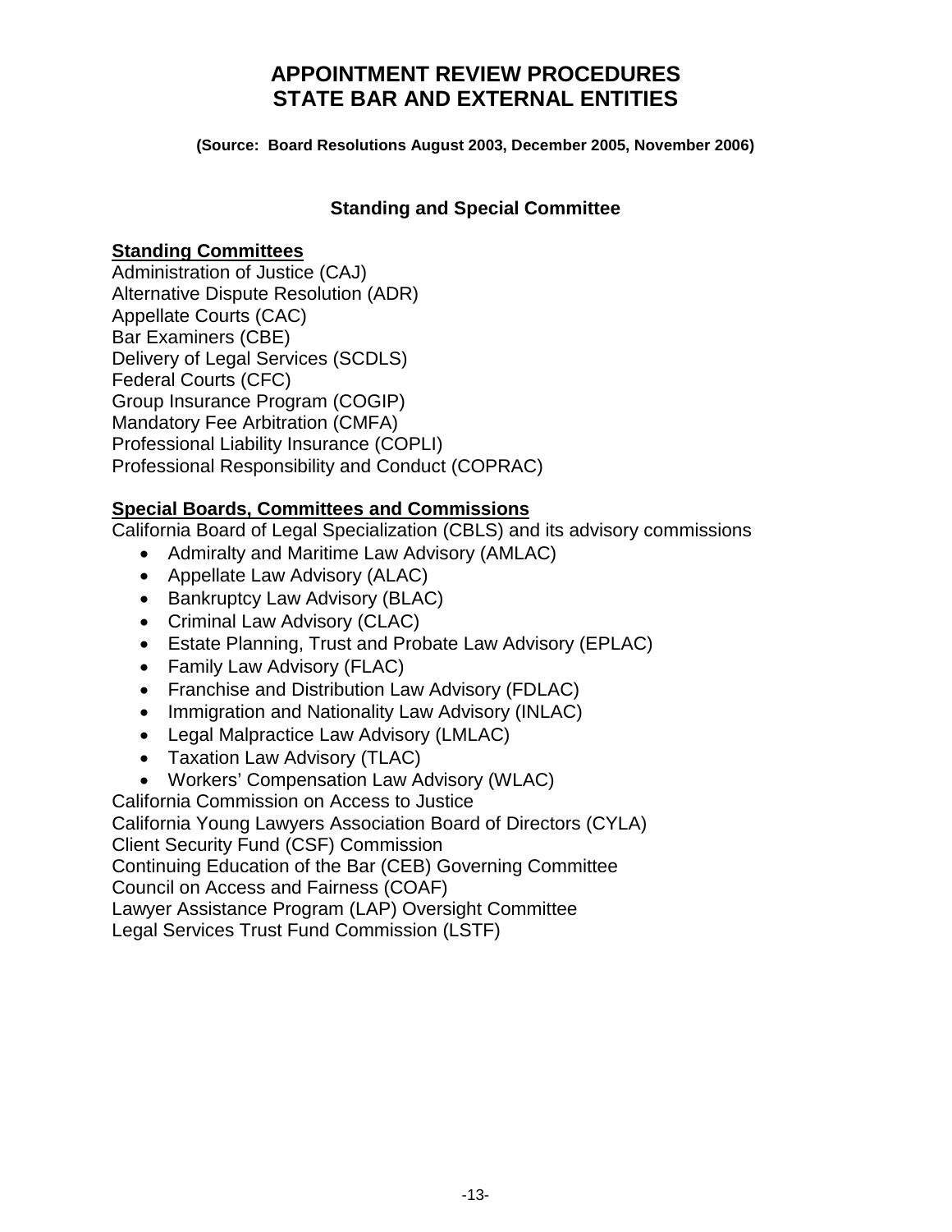# APPOINTMENT REVIEW PROCEDURES
# STATE BAR AND EXTERNAL ENTITIES

**(Source: Board Resolutions August 2003, December 2005, November 2006)**

### Standing and Special Committee

**Standing Committees**

Administration of Justice (CAJ)
Alternative Dispute Resolution (ADR)
Appellate Courts (CAC)
Bar Examiners (CBE)
Delivery of Legal Services (SCDLS)
Federal Courts (CFC)
Group Insurance Program (COGIP)
Mandatory Fee Arbitration (CMFA)
Professional Liability Insurance (COPLI)
Professional Responsibility and Conduct (COPRAC)

**Special Boards, Committees and Commissions**

California Board of Legal Specialization (CBLS) and its advisory commissions

- Admiralty and Maritime Law Advisory (AMLAC)
- Appellate Law Advisory (ALAC)
- Bankruptcy Law Advisory (BLAC)
- Criminal Law Advisory (CLAC)
- Estate Planning, Trust and Probate Law Advisory (EPLAC)
- Family Law Advisory (FLAC)
- Franchise and Distribution Law Advisory (FDLAC)
- Immigration and Nationality Law Advisory (INLAC)
- Legal Malpractice Law Advisory (LMLAC)
- Taxation Law Advisory (TLAC)
- Workers' Compensation Law Advisory (WLAC)

California Commission on Access to Justice
California Young Lawyers Association Board of Directors (CYLA)
Client Security Fund (CSF) Commission
Continuing Education of the Bar (CEB) Governing Committee
Council on Access and Fairness (COAF)
Lawyer Assistance Program (LAP) Oversight Committee
Legal Services Trust Fund Commission (LSTF)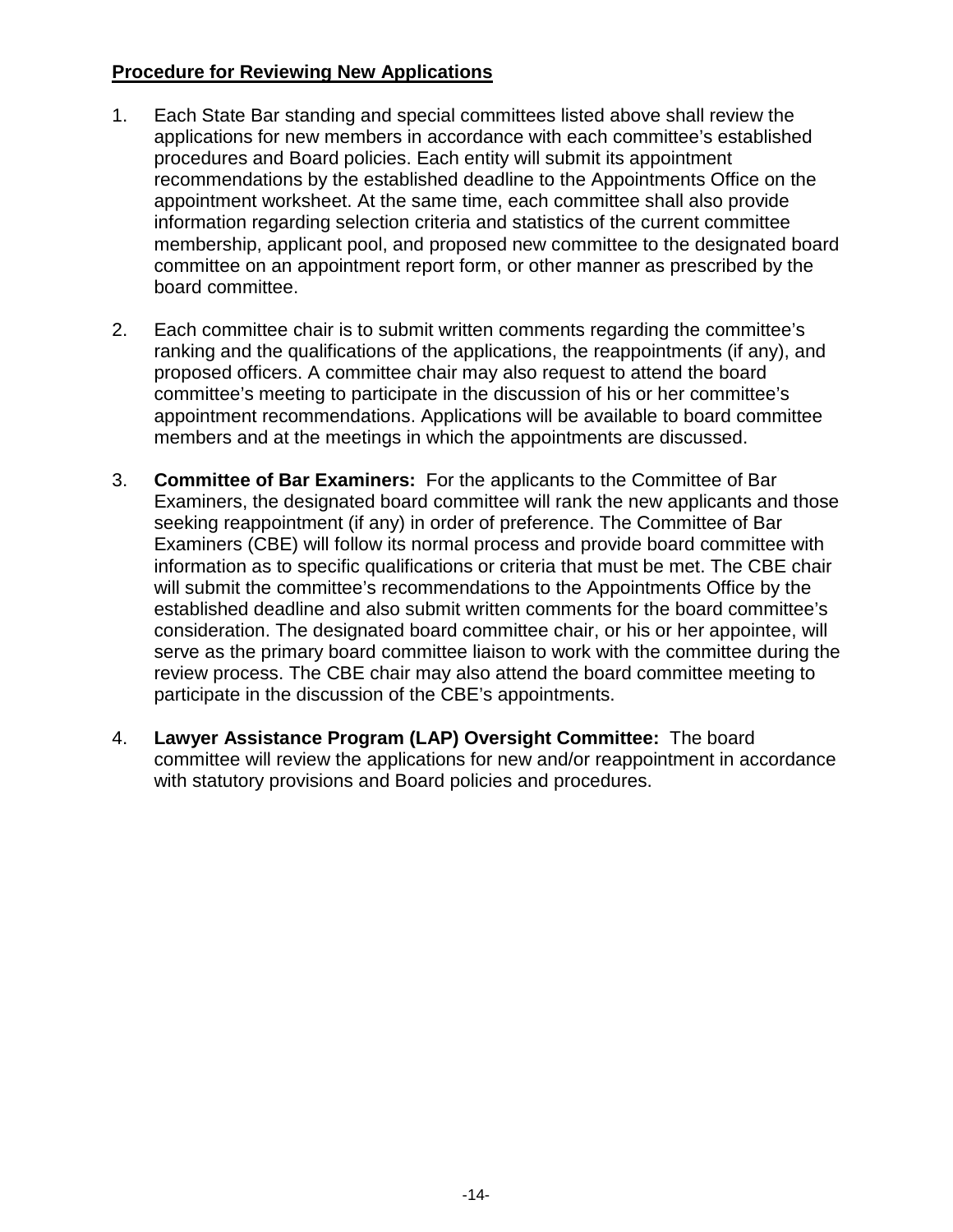**Procedure for Reviewing New Applications**

1. Each State Bar standing and special committees listed above shall review the applications for new members in accordance with each committee's established procedures and Board policies. Each entity will submit its appointment recommendations by the established deadline to the Appointments Office on the appointment worksheet. At the same time, each committee shall also provide information regarding selection criteria and statistics of the current committee membership, applicant pool, and proposed new committee to the designated board committee on an appointment report form, or other manner as prescribed by the board committee.

2. Each committee chair is to submit written comments regarding the committee's ranking and the qualifications of the applications, the reappointments (if any), and proposed officers. A committee chair may also request to attend the board committee's meeting to participate in the discussion of his or her committee's appointment recommendations. Applications will be available to board committee members and at the meetings in which the appointments are discussed.

3. **Committee of Bar Examiners:** For the applicants to the Committee of Bar Examiners, the designated board committee will rank the new applicants and those seeking reappointment (if any) in order of preference. The Committee of Bar Examiners (CBE) will follow its normal process and provide board committee with information as to specific qualifications or criteria that must be met. The CBE chair will submit the committee's recommendations to the Appointments Office by the established deadline and also submit written comments for the board committee's consideration. The designated board committee chair, or his or her appointee, will serve as the primary board committee liaison to work with the committee during the review process. The CBE chair may also attend the board committee meeting to participate in the discussion of the CBE's appointments.

4. **Lawyer Assistance Program (LAP) Oversight Committee:** The board committee will review the applications for new and/or reappointment in accordance with statutory provisions and Board policies and procedures.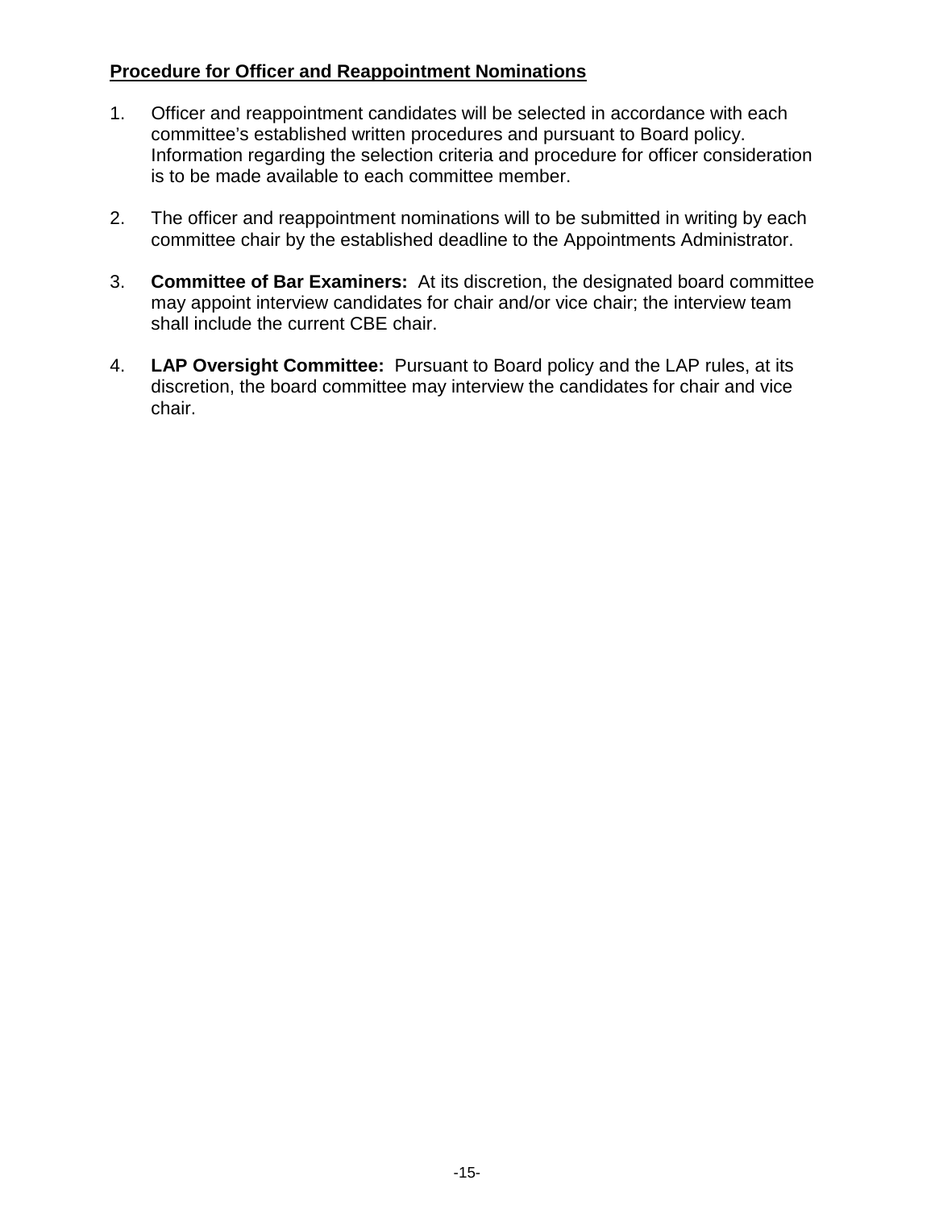**Procedure for Officer and Reappointment Nominations**

1. Officer and reappointment candidates will be selected in accordance with each committee's established written procedures and pursuant to Board policy. Information regarding the selection criteria and procedure for officer consideration is to be made available to each committee member.

2. The officer and reappointment nominations will to be submitted in writing by each committee chair by the established deadline to the Appointments Administrator.

3. **Committee of Bar Examiners:** At its discretion, the designated board committee may appoint interview candidates for chair and/or vice chair; the interview team shall include the current CBE chair.

4. **LAP Oversight Committee:** Pursuant to Board policy and the LAP rules, at its discretion, the board committee may interview the candidates for chair and vice chair.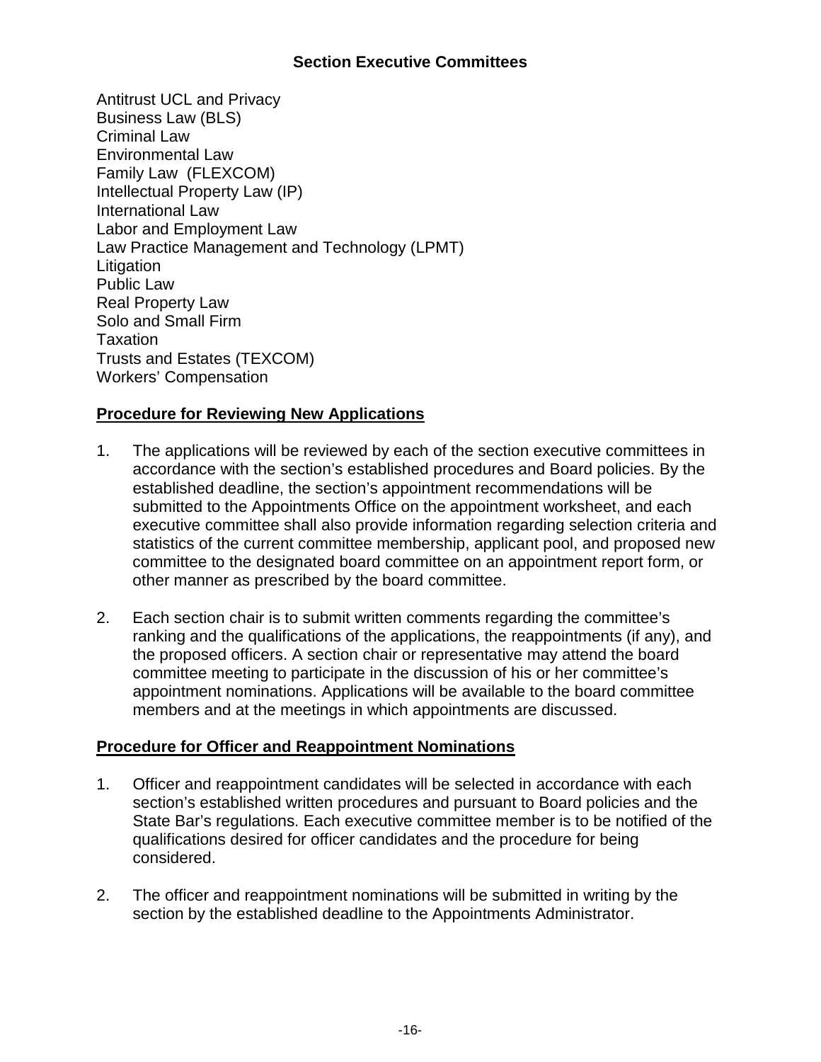## Section Executive Committees

Antitrust UCL and Privacy
Business Law (BLS)
Criminal Law
Environmental Law
Family Law (FLEXCOM)
Intellectual Property Law (IP)
International Law
Labor and Employment Law
Law Practice Management and Technology (LPMT)
Litigation
Public Law
Real Property Law
Solo and Small Firm
Taxation
Trusts and Estates (TEXCOM)
Workers' Compensation

**Procedure for Reviewing New Applications**

1. The applications will be reviewed by each of the section executive committees in accordance with the section's established procedures and Board policies. By the established deadline, the section's appointment recommendations will be submitted to the Appointments Office on the appointment worksheet, and each executive committee shall also provide information regarding selection criteria and statistics of the current committee membership, applicant pool, and proposed new committee to the designated board committee on an appointment report form, or other manner as prescribed by the board committee.

2. Each section chair is to submit written comments regarding the committee's ranking and the qualifications of the applications, the reappointments (if any), and the proposed officers. A section chair or representative may attend the board committee meeting to participate in the discussion of his or her committee's appointment nominations. Applications will be available to the board committee members and at the meetings in which appointments are discussed.

**Procedure for Officer and Reappointment Nominations**

1. Officer and reappointment candidates will be selected in accordance with each section's established written procedures and pursuant to Board policies and the State Bar's regulations. Each executive committee member is to be notified of the qualifications desired for officer candidates and the procedure for being considered.

2. The officer and reappointment nominations will be submitted in writing by the section by the established deadline to the Appointments Administrator.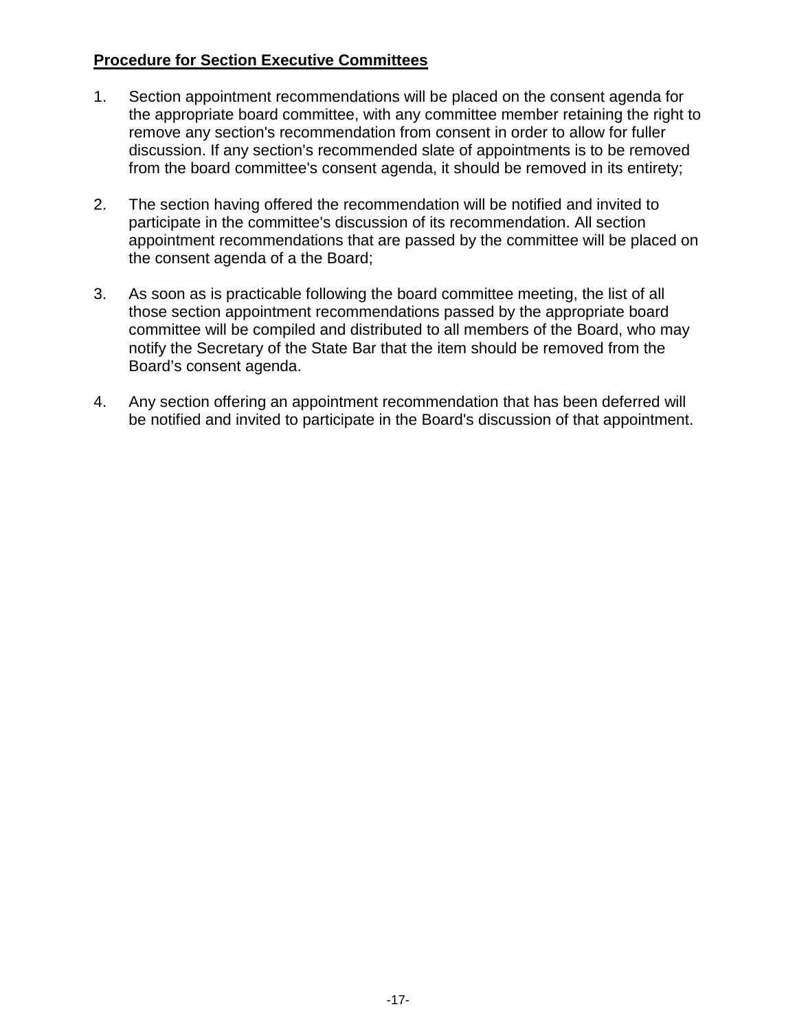**Procedure for Section Executive Committees**

1. Section appointment recommendations will be placed on the consent agenda for the appropriate board committee, with any committee member retaining the right to remove any section's recommendation from consent in order to allow for fuller discussion. If any section's recommended slate of appointments is to be removed from the board committee's consent agenda, it should be removed in its entirety;

2. The section having offered the recommendation will be notified and invited to participate in the committee's discussion of its recommendation. All section appointment recommendations that are passed by the committee will be placed on the consent agenda of a the Board;

3. As soon as is practicable following the board committee meeting, the list of all those section appointment recommendations passed by the appropriate board committee will be compiled and distributed to all members of the Board, who may notify the Secretary of the State Bar that the item should be removed from the Board's consent agenda.

4. Any section offering an appointment recommendation that has been deferred will be notified and invited to participate in the Board's discussion of that appointment.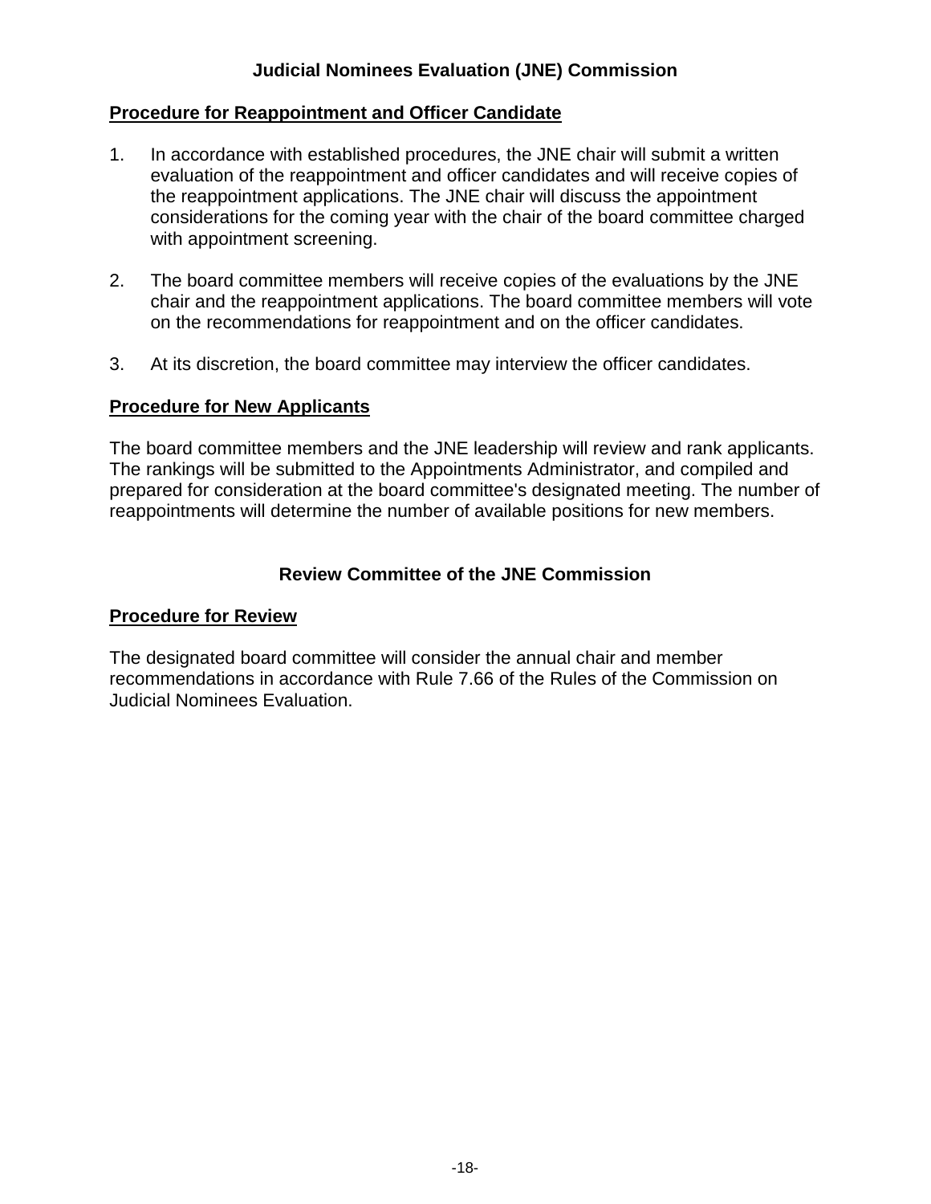## Judicial Nominees Evaluation (JNE) Commission

### Procedure for Reappointment and Officer Candidate

1. In accordance with established procedures, the JNE chair will submit a written evaluation of the reappointment and officer candidates and will receive copies of the reappointment applications. The JNE chair will discuss the appointment considerations for the coming year with the chair of the board committee charged with appointment screening.

2. The board committee members will receive copies of the evaluations by the JNE chair and the reappointment applications. The board committee members will vote on the recommendations for reappointment and on the officer candidates.

3. At its discretion, the board committee may interview the officer candidates.

### Procedure for New Applicants

The board committee members and the JNE leadership will review and rank applicants. The rankings will be submitted to the Appointments Administrator, and compiled and prepared for consideration at the board committee's designated meeting. The number of reappointments will determine the number of available positions for new members.

## Review Committee of the JNE Commission

### Procedure for Review

The designated board committee will consider the annual chair and member recommendations in accordance with Rule 7.66 of the Rules of the Commission on Judicial Nominees Evaluation.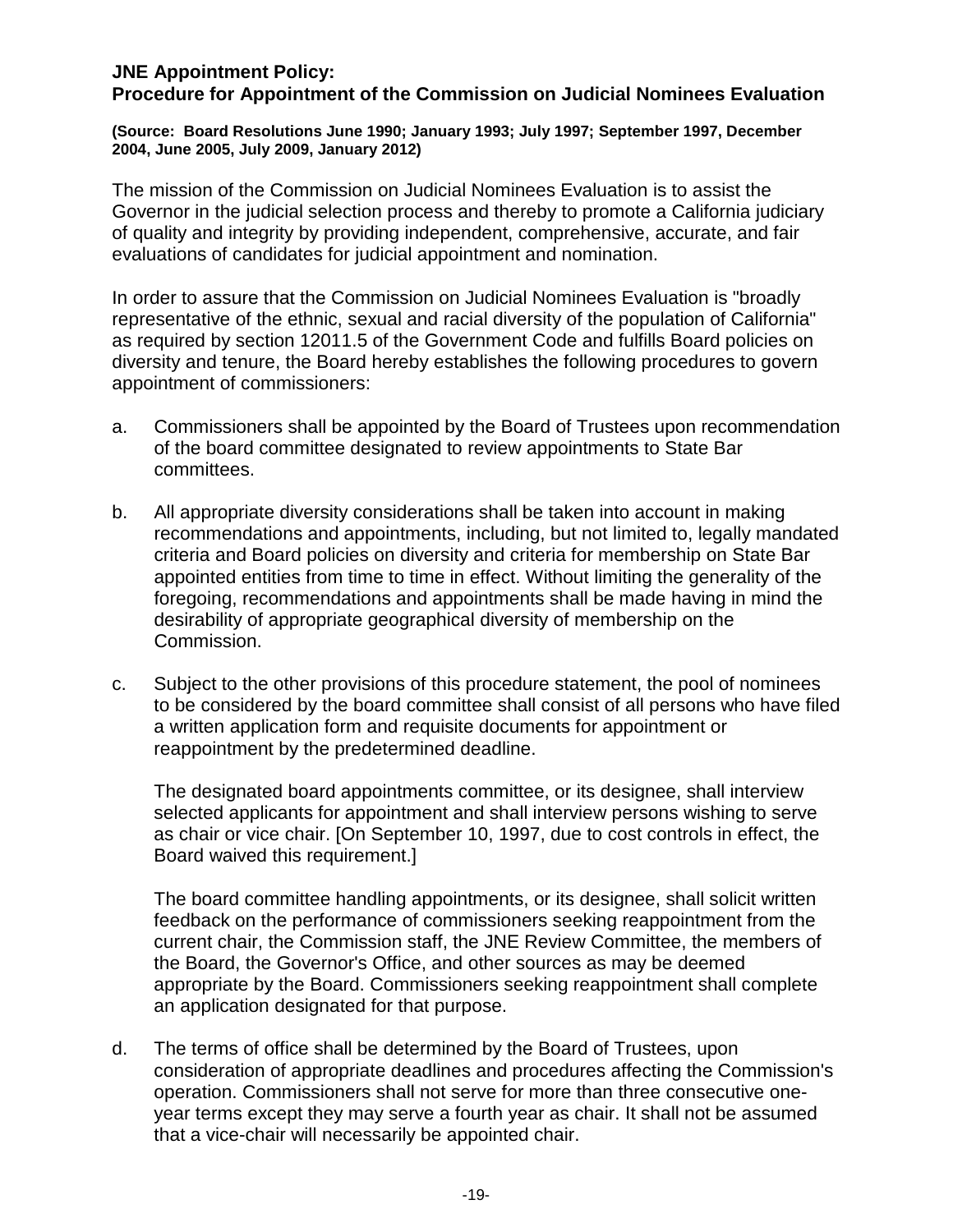**JNE Appointment Policy:**
**Procedure for Appointment of the Commission on Judicial Nominees Evaluation**

**(Source: Board Resolutions June 1990; January 1993; July 1997; September 1997, December 2004, June 2005, July 2009, January 2012)**

The mission of the Commission on Judicial Nominees Evaluation is to assist the Governor in the judicial selection process and thereby to promote a California judiciary of quality and integrity by providing independent, comprehensive, accurate, and fair evaluations of candidates for judicial appointment and nomination.

In order to assure that the Commission on Judicial Nominees Evaluation is "broadly representative of the ethnic, sexual and racial diversity of the population of California" as required by section 12011.5 of the Government Code and fulfills Board policies on diversity and tenure, the Board hereby establishes the following procedures to govern appointment of commissioners:

a. Commissioners shall be appointed by the Board of Trustees upon recommendation of the board committee designated to review appointments to State Bar committees.

b. All appropriate diversity considerations shall be taken into account in making recommendations and appointments, including, but not limited to, legally mandated criteria and Board policies on diversity and criteria for membership on State Bar appointed entities from time to time in effect. Without limiting the generality of the foregoing, recommendations and appointments shall be made having in mind the desirability of appropriate geographical diversity of membership on the Commission.

c. Subject to the other provisions of this procedure statement, the pool of nominees to be considered by the board committee shall consist of all persons who have filed a written application form and requisite documents for appointment or reappointment by the predetermined deadline.

   The designated board appointments committee, or its designee, shall interview selected applicants for appointment and shall interview persons wishing to serve as chair or vice chair. [On September 10, 1997, due to cost controls in effect, the Board waived this requirement.]

   The board committee handling appointments, or its designee, shall solicit written feedback on the performance of commissioners seeking reappointment from the current chair, the Commission staff, the JNE Review Committee, the members of the Board, the Governor's Office, and other sources as may be deemed appropriate by the Board. Commissioners seeking reappointment shall complete an application designated for that purpose.

d. The terms of office shall be determined by the Board of Trustees, upon consideration of appropriate deadlines and procedures affecting the Commission's operation. Commissioners shall not serve for more than three consecutive one-year terms except they may serve a fourth year as chair. It shall not be assumed that a vice-chair will necessarily be appointed chair.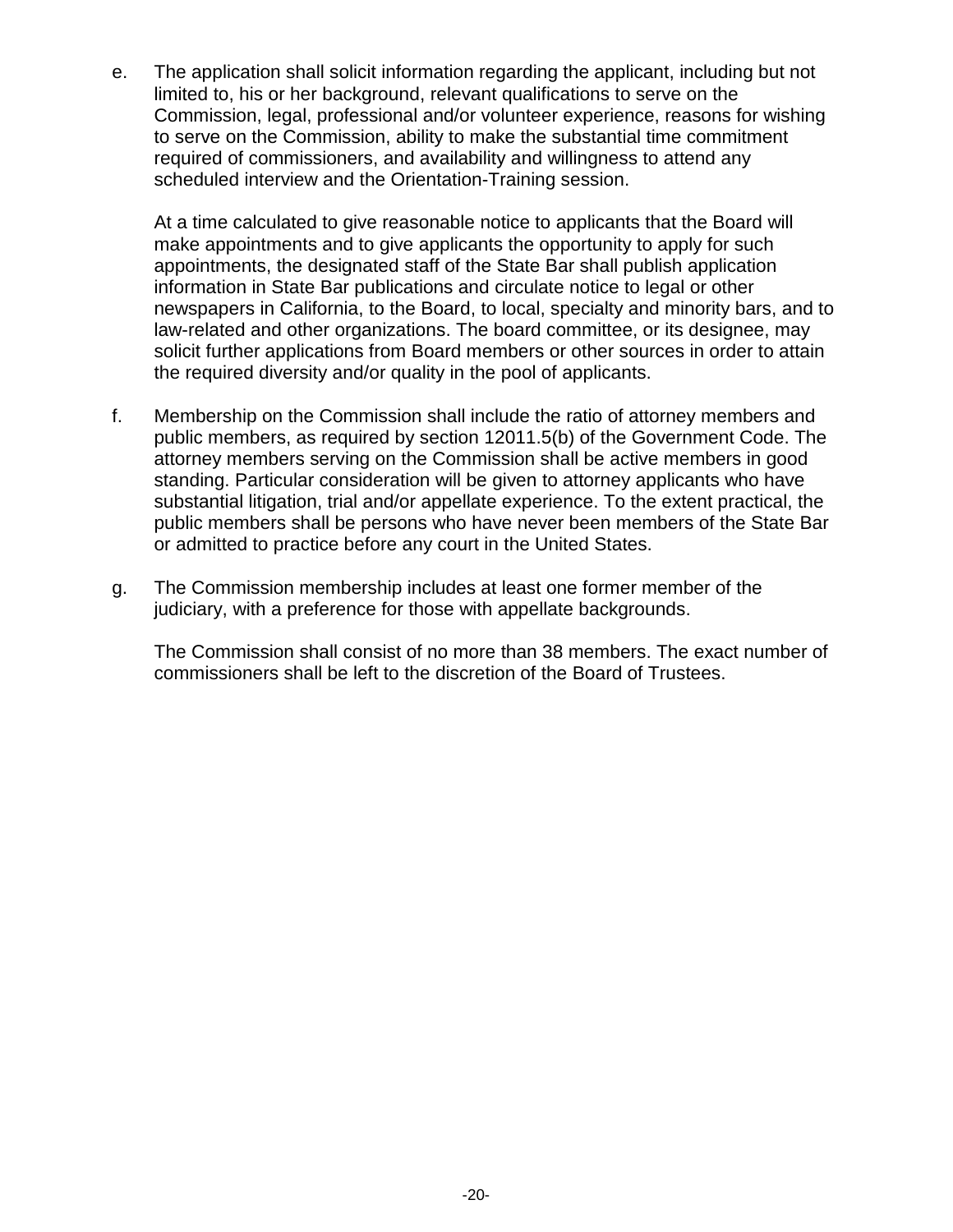e. The application shall solicit information regarding the applicant, including but not limited to, his or her background, relevant qualifications to serve on the Commission, legal, professional and/or volunteer experience, reasons for wishing to serve on the Commission, ability to make the substantial time commitment required of commissioners, and availability and willingness to attend any scheduled interview and the Orientation-Training session.

   At a time calculated to give reasonable notice to applicants that the Board will make appointments and to give applicants the opportunity to apply for such appointments, the designated staff of the State Bar shall publish application information in State Bar publications and circulate notice to legal or other newspapers in California, to the Board, to local, specialty and minority bars, and to law-related and other organizations. The board committee, or its designee, may solicit further applications from Board members or other sources in order to attain the required diversity and/or quality in the pool of applicants.

f. Membership on the Commission shall include the ratio of attorney members and public members, as required by section 12011.5(b) of the Government Code. The attorney members serving on the Commission shall be active members in good standing. Particular consideration will be given to attorney applicants who have substantial litigation, trial and/or appellate experience. To the extent practical, the public members shall be persons who have never been members of the State Bar or admitted to practice before any court in the United States.

g. The Commission membership includes at least one former member of the judiciary, with a preference for those with appellate backgrounds.

   The Commission shall consist of no more than 38 members. The exact number of commissioners shall be left to the discretion of the Board of Trustees.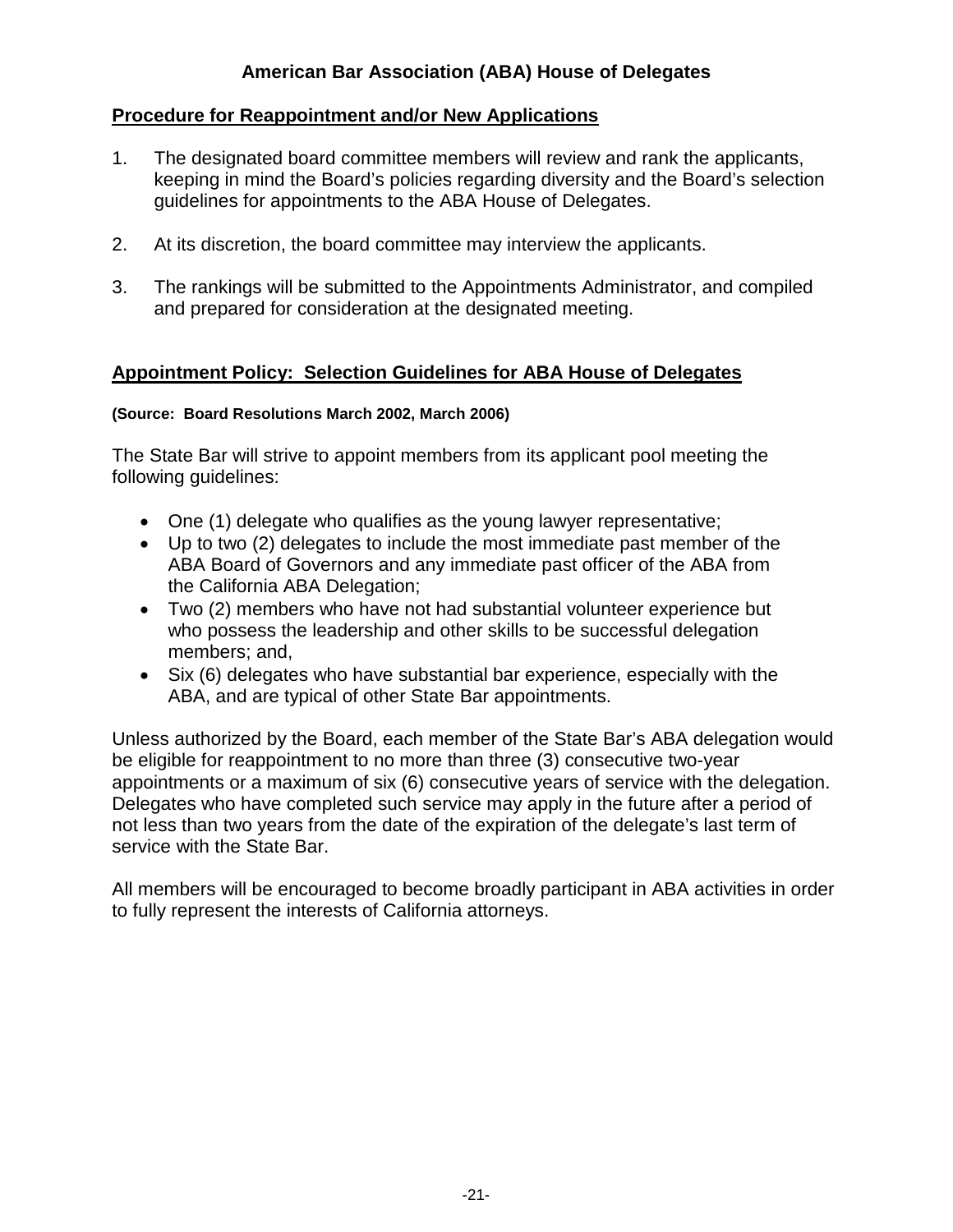## American Bar Association (ABA) House of Delegates

**Procedure for Reappointment and/or New Applications**

1. The designated board committee members will review and rank the applicants, keeping in mind the Board's policies regarding diversity and the Board's selection guidelines for appointments to the ABA House of Delegates.

2. At its discretion, the board committee may interview the applicants.

3. The rankings will be submitted to the Appointments Administrator, and compiled and prepared for consideration at the designated meeting.

**Appointment Policy: Selection Guidelines for ABA House of Delegates**

**(Source: Board Resolutions March 2002, March 2006)**

The State Bar will strive to appoint members from its applicant pool meeting the following guidelines:

- One (1) delegate who qualifies as the young lawyer representative;
- Up to two (2) delegates to include the most immediate past member of the ABA Board of Governors and any immediate past officer of the ABA from the California ABA Delegation;
- Two (2) members who have not had substantial volunteer experience but who possess the leadership and other skills to be successful delegation members; and,
- Six (6) delegates who have substantial bar experience, especially with the ABA, and are typical of other State Bar appointments.

Unless authorized by the Board, each member of the State Bar's ABA delegation would be eligible for reappointment to no more than three (3) consecutive two-year appointments or a maximum of six (6) consecutive years of service with the delegation. Delegates who have completed such service may apply in the future after a period of not less than two years from the date of the expiration of the delegate's last term of service with the State Bar.

All members will be encouraged to become broadly participant in ABA activities in order to fully represent the interests of California attorneys.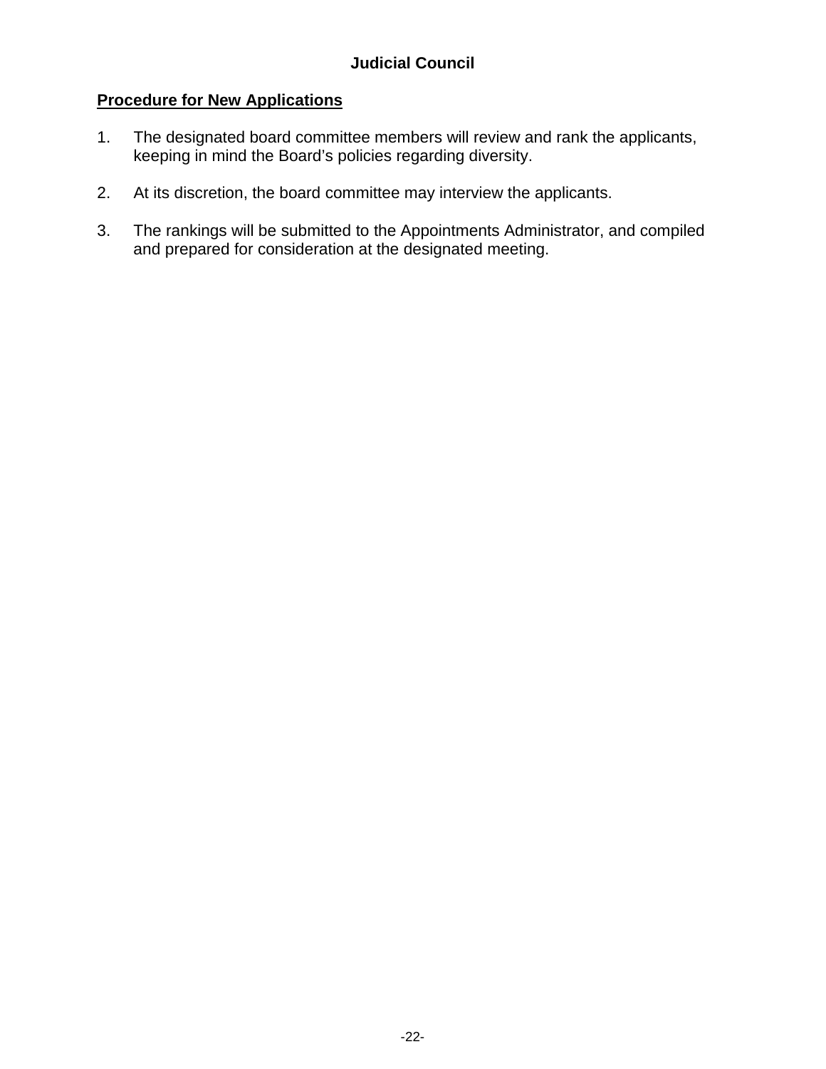# Judicial Council

**Procedure for New Applications**

1. The designated board committee members will review and rank the applicants, keeping in mind the Board's policies regarding diversity.

2. At its discretion, the board committee may interview the applicants.

3. The rankings will be submitted to the Appointments Administrator, and compiled and prepared for consideration at the designated meeting.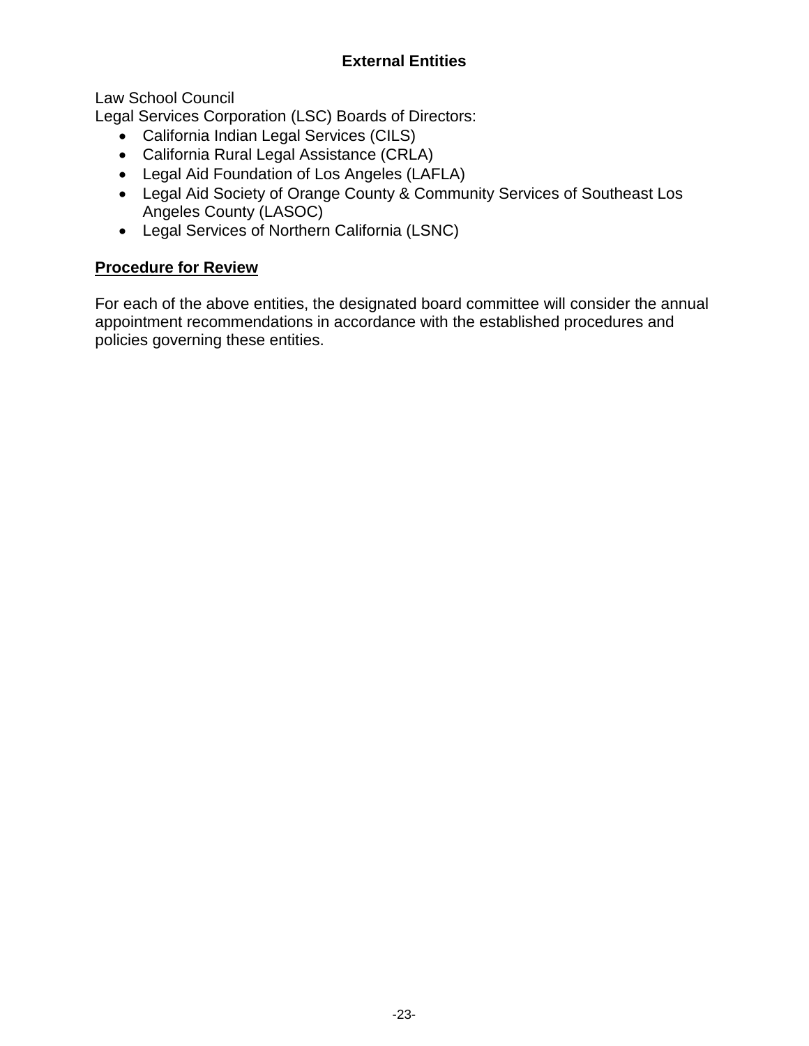### External Entities

Law School Council
Legal Services Corporation (LSC) Boards of Directors:

- California Indian Legal Services (CILS)
- California Rural Legal Assistance (CRLA)
- Legal Aid Foundation of Los Angeles (LAFLA)
- Legal Aid Society of Orange County & Community Services of Southeast Los Angeles County (LASOC)
- Legal Services of Northern California (LSNC)

**Procedure for Review**

For each of the above entities, the designated board committee will consider the annual appointment recommendations in accordance with the established procedures and policies governing these entities.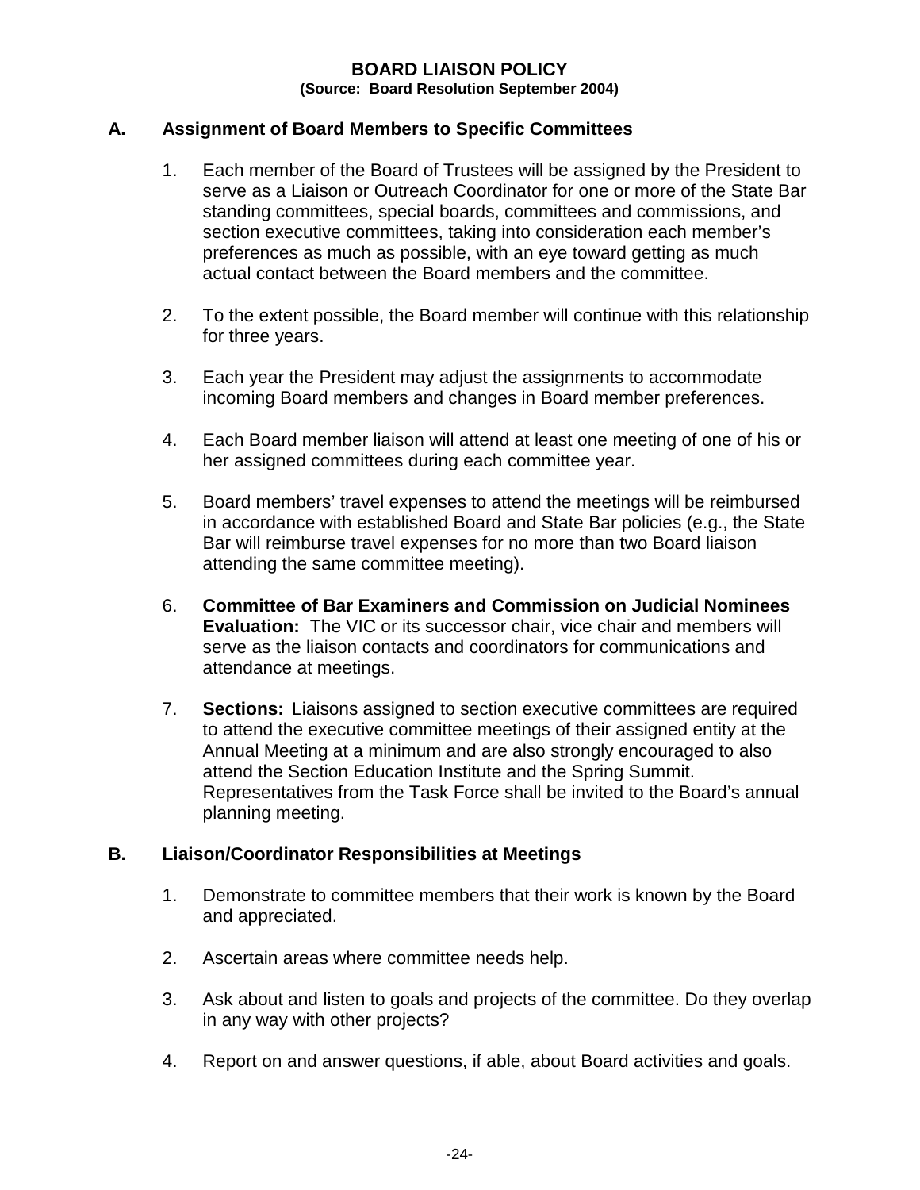# BOARD LIAISON POLICY

**(Source: Board Resolution September 2004)**

## A. Assignment of Board Members to Specific Committees

1. Each member of the Board of Trustees will be assigned by the President to serve as a Liaison or Outreach Coordinator for one or more of the State Bar standing committees, special boards, committees and commissions, and section executive committees, taking into consideration each member's preferences as much as possible, with an eye toward getting as much actual contact between the Board members and the committee.

2. To the extent possible, the Board member will continue with this relationship for three years.

3. Each year the President may adjust the assignments to accommodate incoming Board members and changes in Board member preferences.

4. Each Board member liaison will attend at least one meeting of one of his or her assigned committees during each committee year.

5. Board members' travel expenses to attend the meetings will be reimbursed in accordance with established Board and State Bar policies (e.g., the State Bar will reimburse travel expenses for no more than two Board liaison attending the same committee meeting).

6. **Committee of Bar Examiners and Commission on Judicial Nominees Evaluation:** The VIC or its successor chair, vice chair and members will serve as the liaison contacts and coordinators for communications and attendance at meetings.

7. **Sections:** Liaisons assigned to section executive committees are required to attend the executive committee meetings of their assigned entity at the Annual Meeting at a minimum and are also strongly encouraged to also attend the Section Education Institute and the Spring Summit. Representatives from the Task Force shall be invited to the Board's annual planning meeting.

## B. Liaison/Coordinator Responsibilities at Meetings

1. Demonstrate to committee members that their work is known by the Board and appreciated.

2. Ascertain areas where committee needs help.

3. Ask about and listen to goals and projects of the committee. Do they overlap in any way with other projects?

4. Report on and answer questions, if able, about Board activities and goals.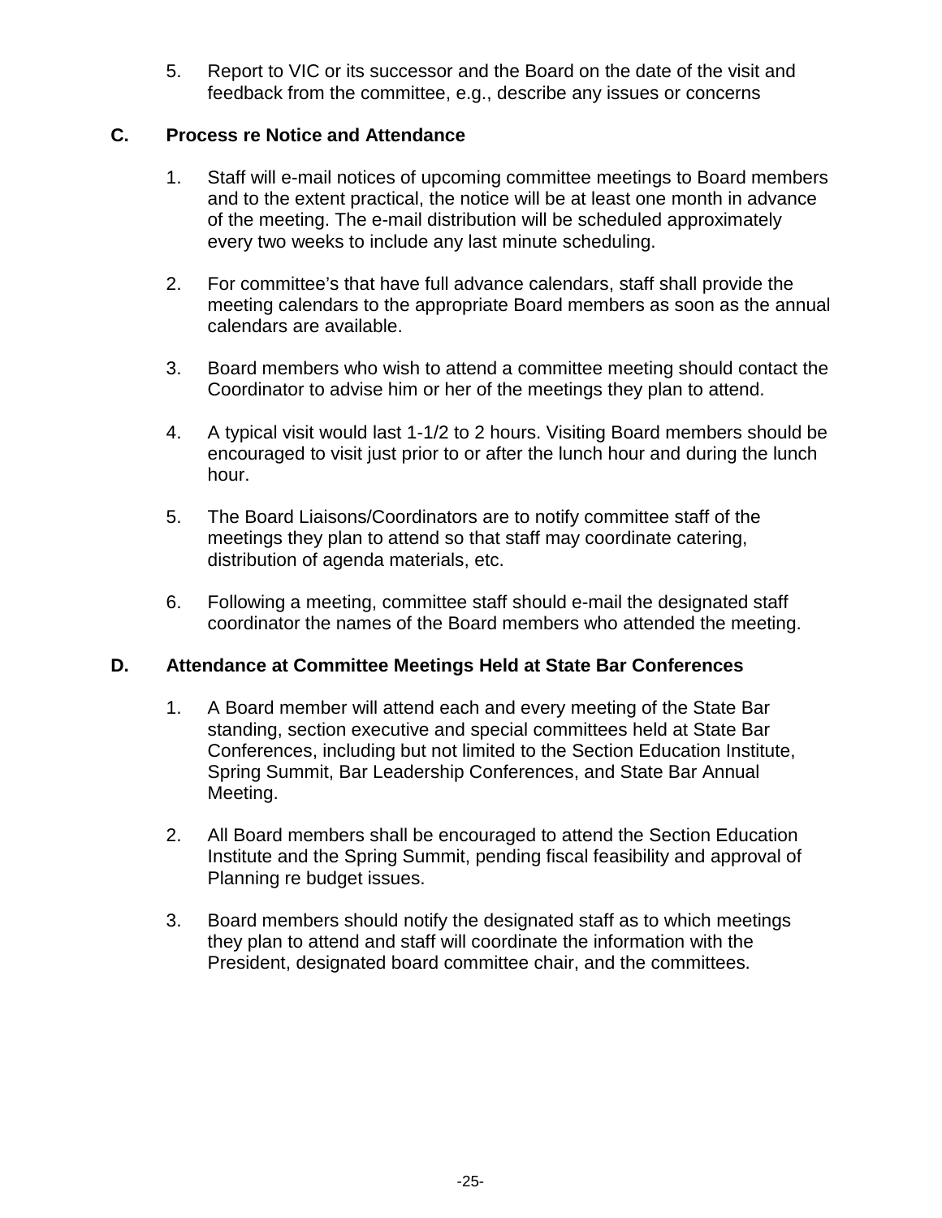5. Report to VIC or its successor and the Board on the date of the visit and feedback from the committee, e.g., describe any issues or concerns

**C. Process re Notice and Attendance**

1. Staff will e-mail notices of upcoming committee meetings to Board members and to the extent practical, the notice will be at least one month in advance of the meeting. The e-mail distribution will be scheduled approximately every two weeks to include any last minute scheduling.

2. For committee's that have full advance calendars, staff shall provide the meeting calendars to the appropriate Board members as soon as the annual calendars are available.

3. Board members who wish to attend a committee meeting should contact the Coordinator to advise him or her of the meetings they plan to attend.

4. A typical visit would last 1-1/2 to 2 hours. Visiting Board members should be encouraged to visit just prior to or after the lunch hour and during the lunch hour.

5. The Board Liaisons/Coordinators are to notify committee staff of the meetings they plan to attend so that staff may coordinate catering, distribution of agenda materials, etc.

6. Following a meeting, committee staff should e-mail the designated staff coordinator the names of the Board members who attended the meeting.

**D. Attendance at Committee Meetings Held at State Bar Conferences**

1. A Board member will attend each and every meeting of the State Bar standing, section executive and special committees held at State Bar Conferences, including but not limited to the Section Education Institute, Spring Summit, Bar Leadership Conferences, and State Bar Annual Meeting.

2. All Board members shall be encouraged to attend the Section Education Institute and the Spring Summit, pending fiscal feasibility and approval of Planning re budget issues.

3. Board members should notify the designated staff as to which meetings they plan to attend and staff will coordinate the information with the President, designated board committee chair, and the committees.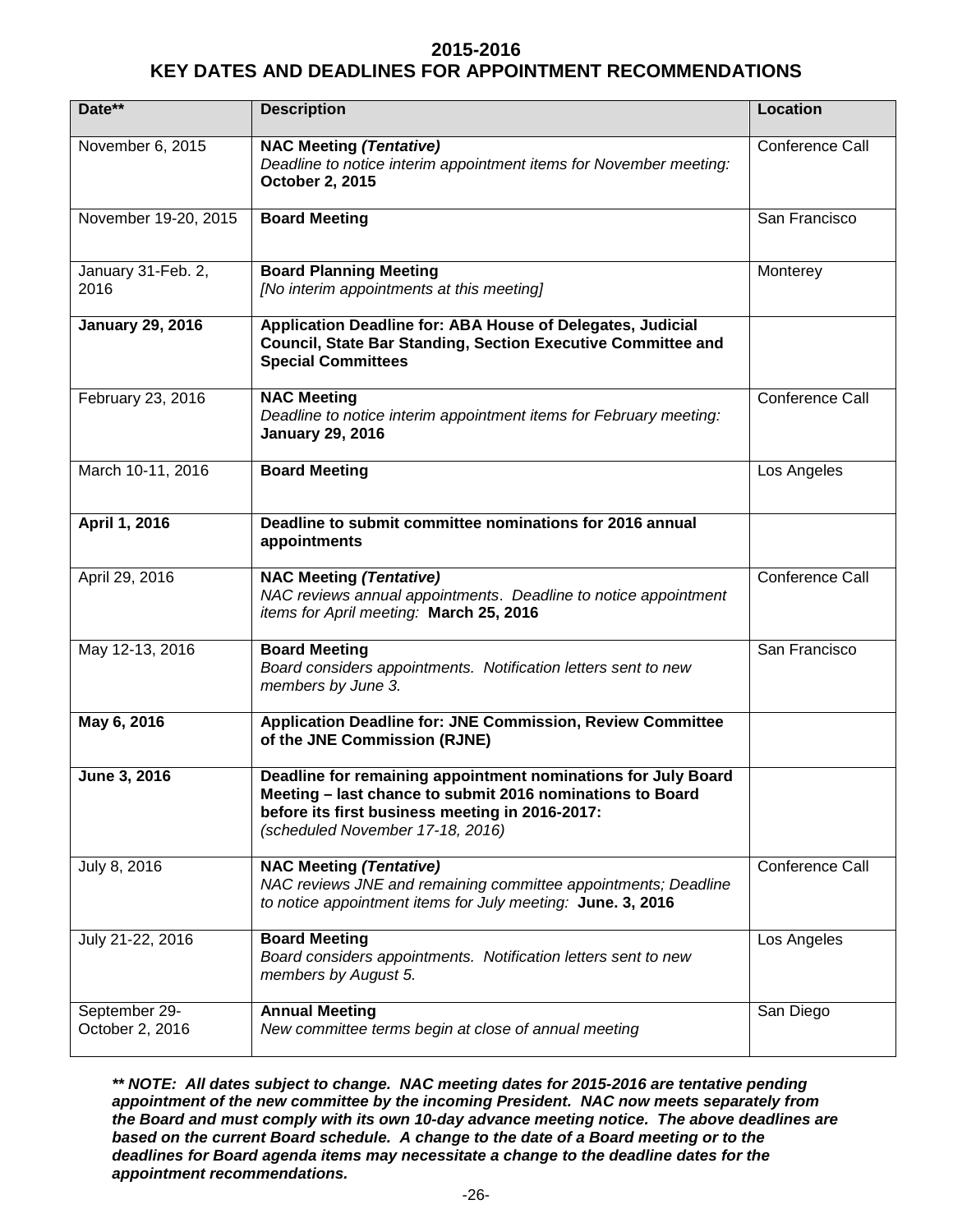# 2015-2016
# KEY DATES AND DEADLINES FOR APPOINTMENT RECOMMENDATIONS

| Date** | Description | Location |
|---|---|---|
| November 6, 2015 | **NAC Meeting *(Tentative)***<br>*Deadline to notice interim appointment items for November meeting:* **October 2, 2015** | Conference Call |
| November 19-20, 2015 | **Board Meeting** | San Francisco |
| January 31-Feb. 2, 2016 | **Board Planning Meeting**<br>*[No interim appointments at this meeting]* | Monterey |
| **January 29, 2016** | **Application Deadline for: ABA House of Delegates, Judicial Council, State Bar Standing, Section Executive Committee and Special Committees** | |
| February 23, 2016 | **NAC Meeting**<br>*Deadline to notice interim appointment items for February meeting:* **January 29, 2016** | Conference Call |
| March 10-11, 2016 | **Board Meeting** | Los Angeles |
| **April 1, 2016** | **Deadline to submit committee nominations for 2016 annual appointments** | |
| April 29, 2016 | **NAC Meeting *(Tentative)***<br>*NAC reviews annual appointments. Deadline to notice appointment items for April meeting:* **March 25, 2016** | Conference Call |
| May 12-13, 2016 | **Board Meeting**<br>*Board considers appointments. Notification letters sent to new members by June 3.* | San Francisco |
| **May 6, 2016** | **Application Deadline for: JNE Commission, Review Committee of the JNE Commission (RJNE)** | |
| **June 3, 2016** | **Deadline for remaining appointment nominations for July Board Meeting – last chance to submit 2016 nominations to Board before its first business meeting in 2016-2017:** *(scheduled November 17-18, 2016)* | |
| July 8, 2016 | **NAC Meeting *(Tentative)***<br>*NAC reviews JNE and remaining committee appointments; Deadline to notice appointment items for July meeting:* **June. 3, 2016** | Conference Call |
| July 21-22, 2016 | **Board Meeting**<br>*Board considers appointments. Notification letters sent to new members by August 5.* | Los Angeles |
| September 29-October 2, 2016 | **Annual Meeting**<br>*New committee terms begin at close of annual meeting* | San Diego |

***\*\* NOTE: All dates subject to change. NAC meeting dates for 2015-2016 are tentative pending appointment of the new committee by the incoming President. NAC now meets separately from the Board and must comply with its own 10-day advance meeting notice. The above deadlines are based on the current Board schedule. A change to the date of a Board meeting or to the deadlines for Board agenda items may necessitate a change to the deadline dates for the appointment recommendations.***